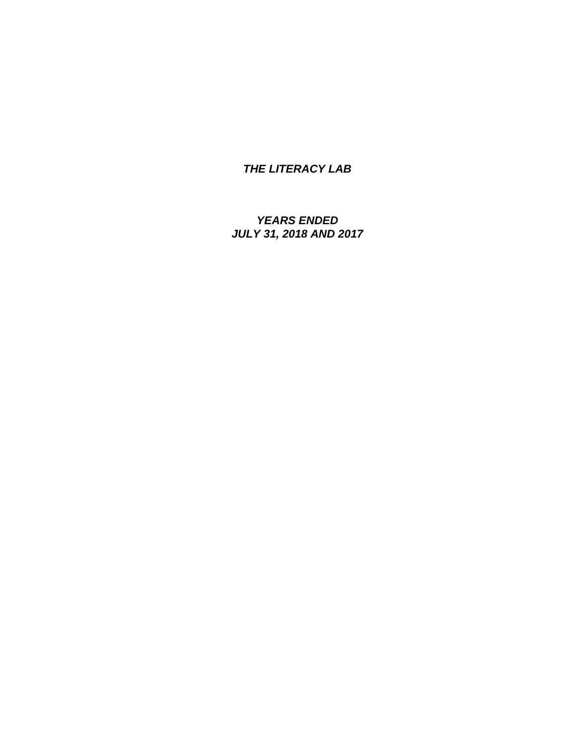***THE LITERACY LAB***

***YEARS ENDED JULY 31, 2018 AND 2017***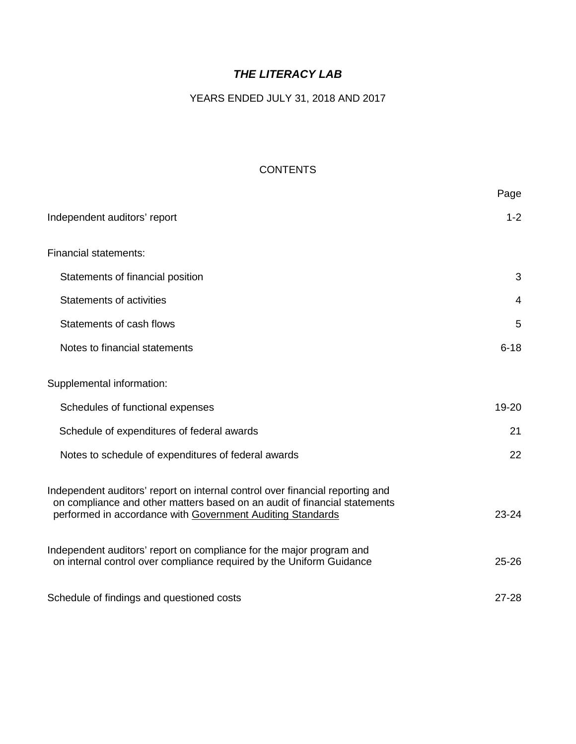# *THE LITERACY LAB*

YEARS ENDED JULY 31, 2018 AND 2017

## CONTENTS

| | Page |
|---|---|
| Independent auditors' report | 1-2 |
| Financial statements: | |
| Statements of financial position | 3 |
| Statements of activities | 4 |
| Statements of cash flows | 5 |
| Notes to financial statements | 6-18 |
| Supplemental information: | |
| Schedules of functional expenses | 19-20 |
| Schedule of expenditures of federal awards | 21 |
| Notes to schedule of expenditures of federal awards | 22 |
| Independent auditors' report on internal control over financial reporting and on compliance and other matters based on an audit of financial statements performed in accordance with Government Auditing Standards | 23-24 |
| Independent auditors' report on compliance for the major program and on internal control over compliance required by the Uniform Guidance | 25-26 |
| Schedule of findings and questioned costs | 27-28 |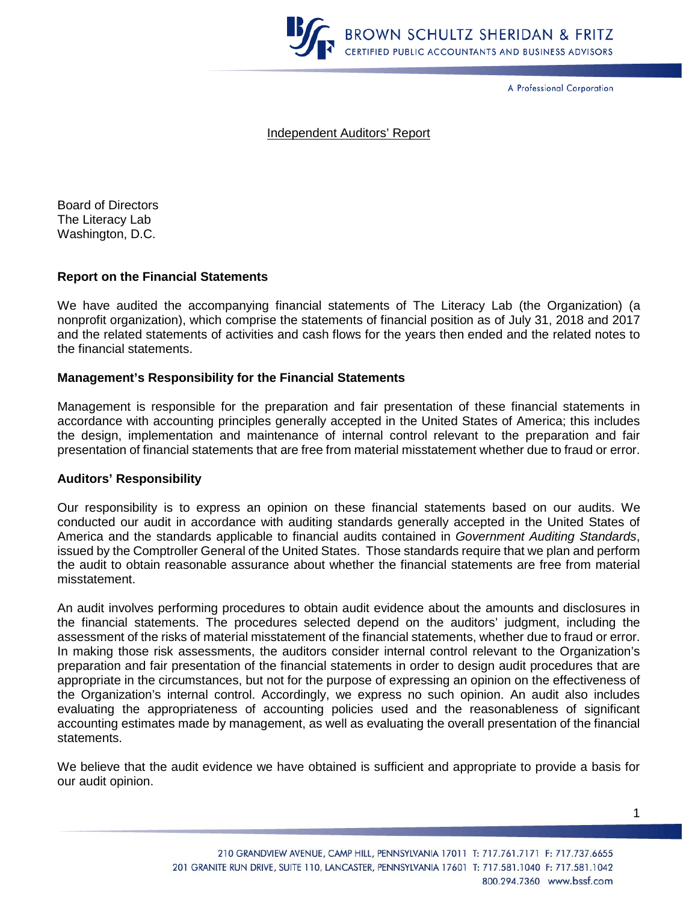Independent Auditors' Report

Board of Directors
The Literacy Lab
Washington, D.C.

**Report on the Financial Statements**

We have audited the accompanying financial statements of The Literacy Lab (the Organization) (a nonprofit organization), which comprise the statements of financial position as of July 31, 2018 and 2017 and the related statements of activities and cash flows for the years then ended and the related notes to the financial statements.

**Management's Responsibility for the Financial Statements**

Management is responsible for the preparation and fair presentation of these financial statements in accordance with accounting principles generally accepted in the United States of America; this includes the design, implementation and maintenance of internal control relevant to the preparation and fair presentation of financial statements that are free from material misstatement whether due to fraud or error.

**Auditors' Responsibility**

Our responsibility is to express an opinion on these financial statements based on our audits. We conducted our audit in accordance with auditing standards generally accepted in the United States of America and the standards applicable to financial audits contained in *Government Auditing Standards*, issued by the Comptroller General of the United States. Those standards require that we plan and perform the audit to obtain reasonable assurance about whether the financial statements are free from material misstatement.

An audit involves performing procedures to obtain audit evidence about the amounts and disclosures in the financial statements. The procedures selected depend on the auditors' judgment, including the assessment of the risks of material misstatement of the financial statements, whether due to fraud or error. In making those risk assessments, the auditors consider internal control relevant to the Organization's preparation and fair presentation of the financial statements in order to design audit procedures that are appropriate in the circumstances, but not for the purpose of expressing an opinion on the effectiveness of the Organization's internal control. Accordingly, we express no such opinion. An audit also includes evaluating the appropriateness of accounting policies used and the reasonableness of significant accounting estimates made by management, as well as evaluating the overall presentation of the financial statements.

We believe that the audit evidence we have obtained is sufficient and appropriate to provide a basis for our audit opinion.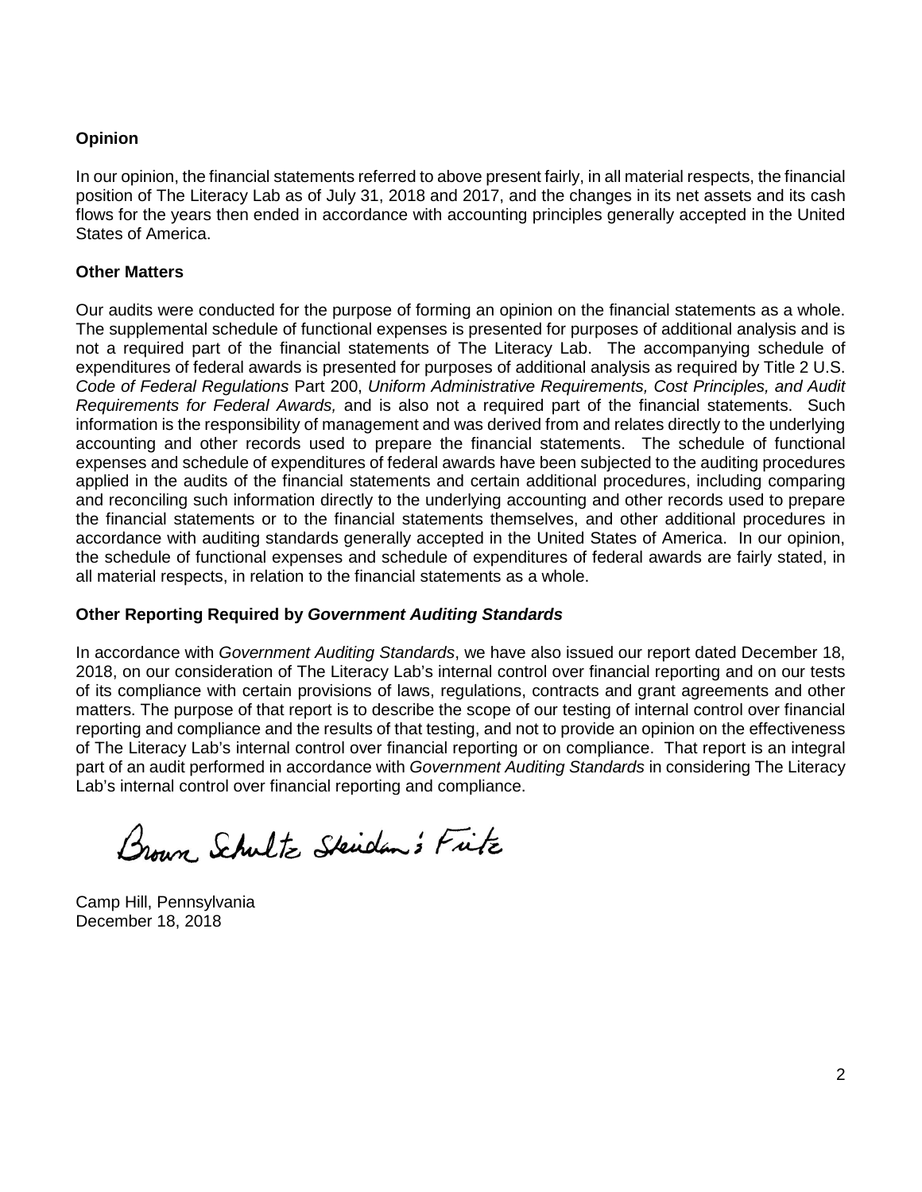### Opinion

In our opinion, the financial statements referred to above present fairly, in all material respects, the financial position of The Literacy Lab as of July 31, 2018 and 2017, and the changes in its net assets and its cash flows for the years then ended in accordance with accounting principles generally accepted in the United States of America.

### Other Matters

Our audits were conducted for the purpose of forming an opinion on the financial statements as a whole. The supplemental schedule of functional expenses is presented for purposes of additional analysis and is not a required part of the financial statements of The Literacy Lab. The accompanying schedule of expenditures of federal awards is presented for purposes of additional analysis as required by Title 2 U.S. *Code of Federal Regulations* Part 200, *Uniform Administrative Requirements, Cost Principles, and Audit Requirements for Federal Awards,* and is also not a required part of the financial statements. Such information is the responsibility of management and was derived from and relates directly to the underlying accounting and other records used to prepare the financial statements. The schedule of functional expenses and schedule of expenditures of federal awards have been subjected to the auditing procedures applied in the audits of the financial statements and certain additional procedures, including comparing and reconciling such information directly to the underlying accounting and other records used to prepare the financial statements or to the financial statements themselves, and other additional procedures in accordance with auditing standards generally accepted in the United States of America. In our opinion, the schedule of functional expenses and schedule of expenditures of federal awards are fairly stated, in all material respects, in relation to the financial statements as a whole.

### Other Reporting Required by *Government Auditing Standards*

In accordance with *Government Auditing Standards*, we have also issued our report dated December 18, 2018, on our consideration of The Literacy Lab's internal control over financial reporting and on our tests of its compliance with certain provisions of laws, regulations, contracts and grant agreements and other matters. The purpose of that report is to describe the scope of our testing of internal control over financial reporting and compliance and the results of that testing, and not to provide an opinion on the effectiveness of The Literacy Lab's internal control over financial reporting or on compliance. That report is an integral part of an audit performed in accordance with *Government Auditing Standards* in considering The Literacy Lab's internal control over financial reporting and compliance.

Brown Schultz Sheridan & Fritz

Camp Hill, Pennsylvania
December 18, 2018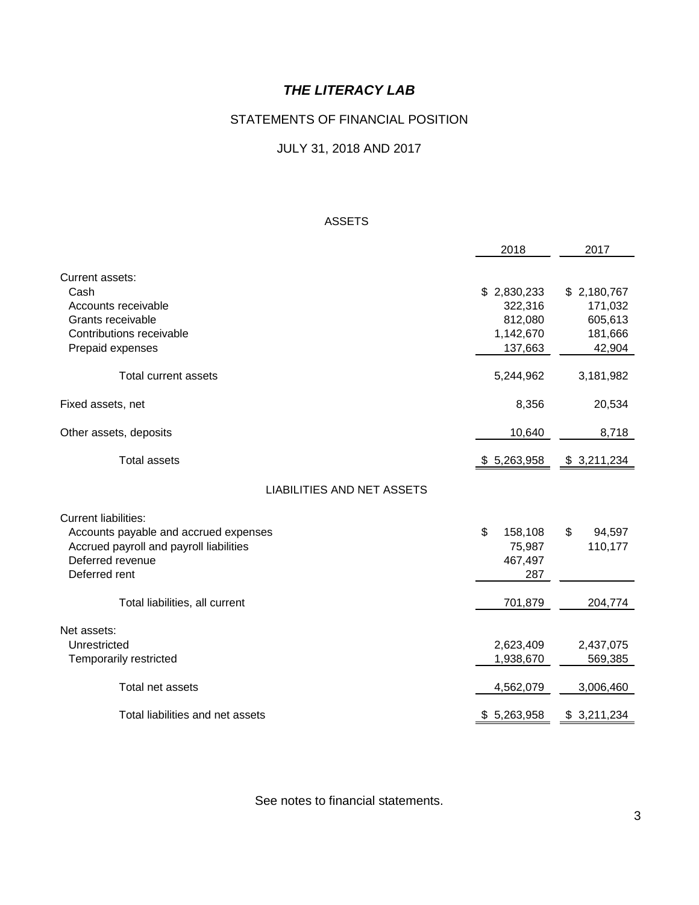# *THE LITERACY LAB*

## STATEMENTS OF FINANCIAL POSITION

## JULY 31, 2018 AND 2017

### ASSETS

| | 2018 | 2017 |
|---|---|---|
| Current assets: | | |
| Cash | $ 2,830,233 | $ 2,180,767 |
| Accounts receivable | 322,316 | 171,032 |
| Grants receivable | 812,080 | 605,613 |
| Contributions receivable | 1,142,670 | 181,666 |
| Prepaid expenses | 137,663 | 42,904 |
| Total current assets | 5,244,962 | 3,181,982 |
| Fixed assets, net | 8,356 | 20,534 |
| Other assets, deposits | 10,640 | 8,718 |
| Total assets | $ 5,263,958 | $ 3,211,234 |

### LIABILITIES AND NET ASSETS

| | 2018 | 2017 |
|---|---|---|
| Current liabilities: | | |
| Accounts payable and accrued expenses | $ 158,108 | $ 94,597 |
| Accrued payroll and payroll liabilities | 75,987 | 110,177 |
| Deferred revenue | 467,497 | |
| Deferred rent | 287 | |
| Total liabilities, all current | 701,879 | 204,774 |
| Net assets: | | |
| Unrestricted | 2,623,409 | 2,437,075 |
| Temporarily restricted | 1,938,670 | 569,385 |
| Total net assets | 4,562,079 | 3,006,460 |
| Total liabilities and net assets | $ 5,263,958 | $ 3,211,234 |

See notes to financial statements.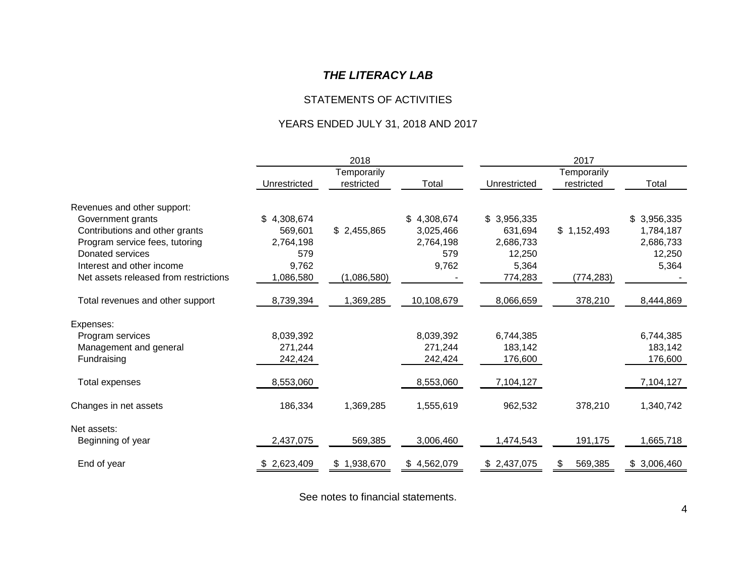# *THE LITERACY LAB*

## STATEMENTS OF ACTIVITIES

## YEARS ENDED JULY 31, 2018 AND 2017

| | 2018 | | | 2017 | | |
|---|---|---|---|---|---|---|
| | Unrestricted | Temporarily restricted | Total | Unrestricted | Temporarily restricted | Total |
| Revenues and other support: | | | | | | |
| Government grants | $ 4,308,674 | | $ 4,308,674 | $ 3,956,335 | | $ 3,956,335 |
| Contributions and other grants | 569,601 | $ 2,455,865 | 3,025,466 | 631,694 | $ 1,152,493 | 1,784,187 |
| Program service fees, tutoring | 2,764,198 | | 2,764,198 | 2,686,733 | | 2,686,733 |
| Donated services | 579 | | 579 | 12,250 | | 12,250 |
| Interest and other income | 9,762 | | 9,762 | 5,364 | | 5,364 |
| Net assets released from restrictions | 1,086,580 | (1,086,580) | - | 774,283 | (774,283) | - |
| Total revenues and other support | 8,739,394 | 1,369,285 | 10,108,679 | 8,066,659 | 378,210 | 8,444,869 |
| Expenses: | | | | | | |
| Program services | 8,039,392 | | 8,039,392 | 6,744,385 | | 6,744,385 |
| Management and general | 271,244 | | 271,244 | 183,142 | | 183,142 |
| Fundraising | 242,424 | | 242,424 | 176,600 | | 176,600 |
| Total expenses | 8,553,060 | | 8,553,060 | 7,104,127 | | 7,104,127 |
| Changes in net assets | 186,334 | 1,369,285 | 1,555,619 | 962,532 | 378,210 | 1,340,742 |
| Net assets: | | | | | | |
| Beginning of year | 2,437,075 | 569,385 | 3,006,460 | 1,474,543 | 191,175 | 1,665,718 |
| End of year | $ 2,623,409 | $ 1,938,670 | $ 4,562,079 | $ 2,437,075 | $ 569,385 | $ 3,006,460 |

See notes to financial statements.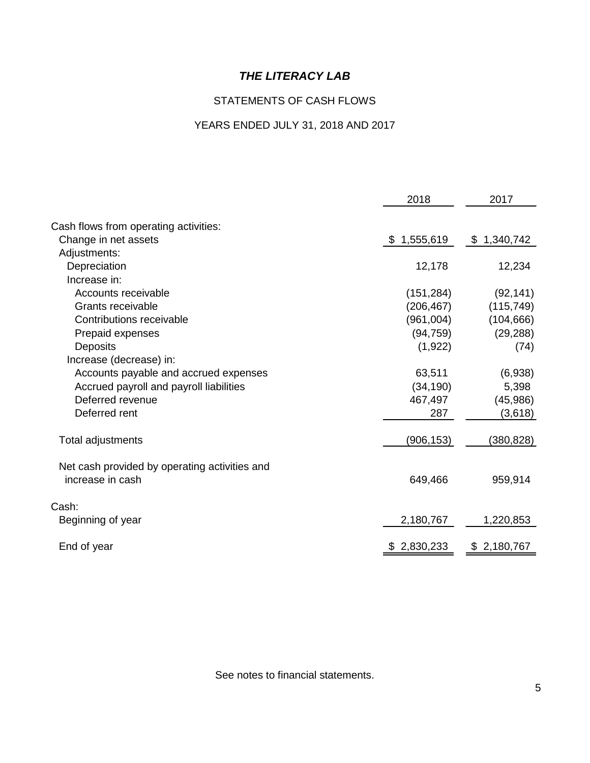# *THE LITERACY LAB*

## STATEMENTS OF CASH FLOWS

## YEARS ENDED JULY 31, 2018 AND 2017

| | 2018 | 2017 |
|---|---|---|
| Cash flows from operating activities: | | |
| Change in net assets | $ 1,555,619 | $ 1,340,742 |
| Adjustments: | | |
| Depreciation | 12,178 | 12,234 |
| Increase in: | | |
| Accounts receivable | (151,284) | (92,141) |
| Grants receivable | (206,467) | (115,749) |
| Contributions receivable | (961,004) | (104,666) |
| Prepaid expenses | (94,759) | (29,288) |
| Deposits | (1,922) | (74) |
| Increase (decrease) in: | | |
| Accounts payable and accrued expenses | 63,511 | (6,938) |
| Accrued payroll and payroll liabilities | (34,190) | 5,398 |
| Deferred revenue | 467,497 | (45,986) |
| Deferred rent | 287 | (3,618) |
| Total adjustments | (906,153) | (380,828) |
| Net cash provided by operating activities and increase in cash | 649,466 | 959,914 |
| Cash: | | |
| Beginning of year | 2,180,767 | 1,220,853 |
| End of year | $ 2,830,233 | $ 2,180,767 |

See notes to financial statements.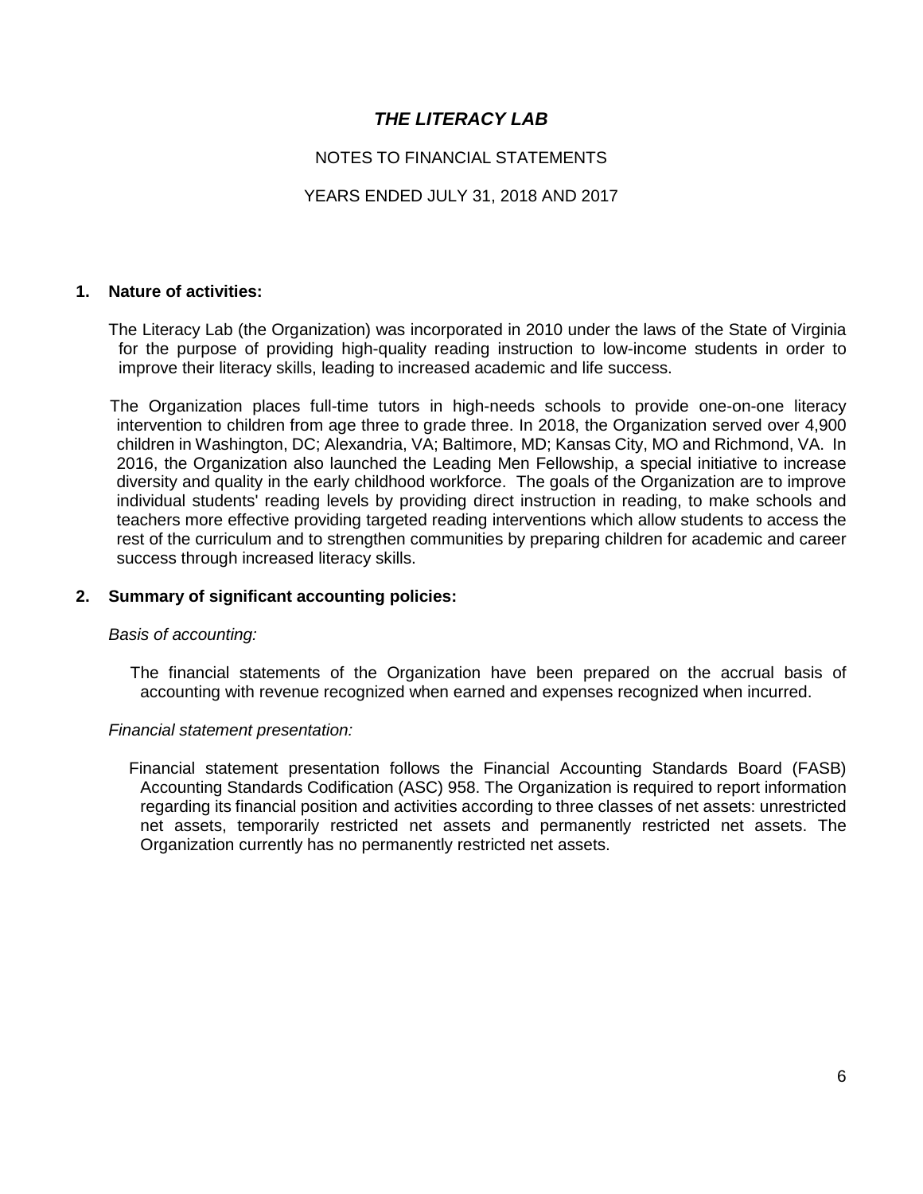# *THE LITERACY LAB*

NOTES TO FINANCIAL STATEMENTS

YEARS ENDED JULY 31, 2018 AND 2017

## 1. Nature of activities:

The Literacy Lab (the Organization) was incorporated in 2010 under the laws of the State of Virginia for the purpose of providing high-quality reading instruction to low-income students in order to improve their literacy skills, leading to increased academic and life success.

The Organization places full-time tutors in high-needs schools to provide one-on-one literacy intervention to children from age three to grade three. In 2018, the Organization served over 4,900 children in Washington, DC; Alexandria, VA; Baltimore, MD; Kansas City, MO and Richmond, VA. In 2016, the Organization also launched the Leading Men Fellowship, a special initiative to increase diversity and quality in the early childhood workforce. The goals of the Organization are to improve individual students' reading levels by providing direct instruction in reading, to make schools and teachers more effective providing targeted reading interventions which allow students to access the rest of the curriculum and to strengthen communities by preparing children for academic and career success through increased literacy skills.

## 2. Summary of significant accounting policies:

*Basis of accounting:*

The financial statements of the Organization have been prepared on the accrual basis of accounting with revenue recognized when earned and expenses recognized when incurred.

*Financial statement presentation:*

Financial statement presentation follows the Financial Accounting Standards Board (FASB) Accounting Standards Codification (ASC) 958. The Organization is required to report information regarding its financial position and activities according to three classes of net assets: unrestricted net assets, temporarily restricted net assets and permanently restricted net assets. The Organization currently has no permanently restricted net assets.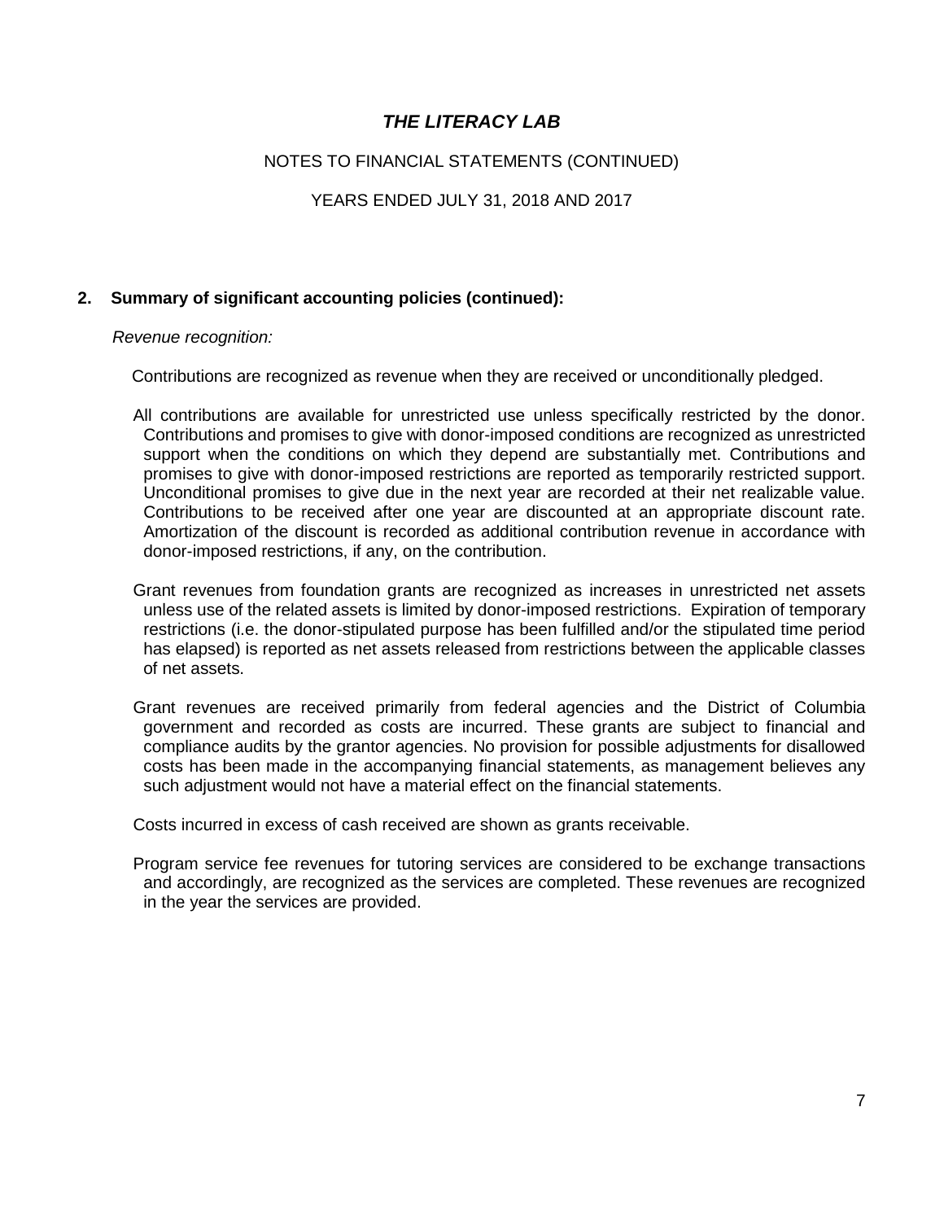# THE LITERACY LAB

NOTES TO FINANCIAL STATEMENTS (CONTINUED)

YEARS ENDED JULY 31, 2018 AND 2017

## 2. Summary of significant accounting policies (continued):

*Revenue recognition:*

Contributions are recognized as revenue when they are received or unconditionally pledged.

All contributions are available for unrestricted use unless specifically restricted by the donor. Contributions and promises to give with donor-imposed conditions are recognized as unrestricted support when the conditions on which they depend are substantially met. Contributions and promises to give with donor-imposed restrictions are reported as temporarily restricted support. Unconditional promises to give due in the next year are recorded at their net realizable value. Contributions to be received after one year are discounted at an appropriate discount rate. Amortization of the discount is recorded as additional contribution revenue in accordance with donor-imposed restrictions, if any, on the contribution.

Grant revenues from foundation grants are recognized as increases in unrestricted net assets unless use of the related assets is limited by donor-imposed restrictions. Expiration of temporary restrictions (i.e. the donor-stipulated purpose has been fulfilled and/or the stipulated time period has elapsed) is reported as net assets released from restrictions between the applicable classes of net assets.

Grant revenues are received primarily from federal agencies and the District of Columbia government and recorded as costs are incurred. These grants are subject to financial and compliance audits by the grantor agencies. No provision for possible adjustments for disallowed costs has been made in the accompanying financial statements, as management believes any such adjustment would not have a material effect on the financial statements.

Costs incurred in excess of cash received are shown as grants receivable.

Program service fee revenues for tutoring services are considered to be exchange transactions and accordingly, are recognized as the services are completed. These revenues are recognized in the year the services are provided.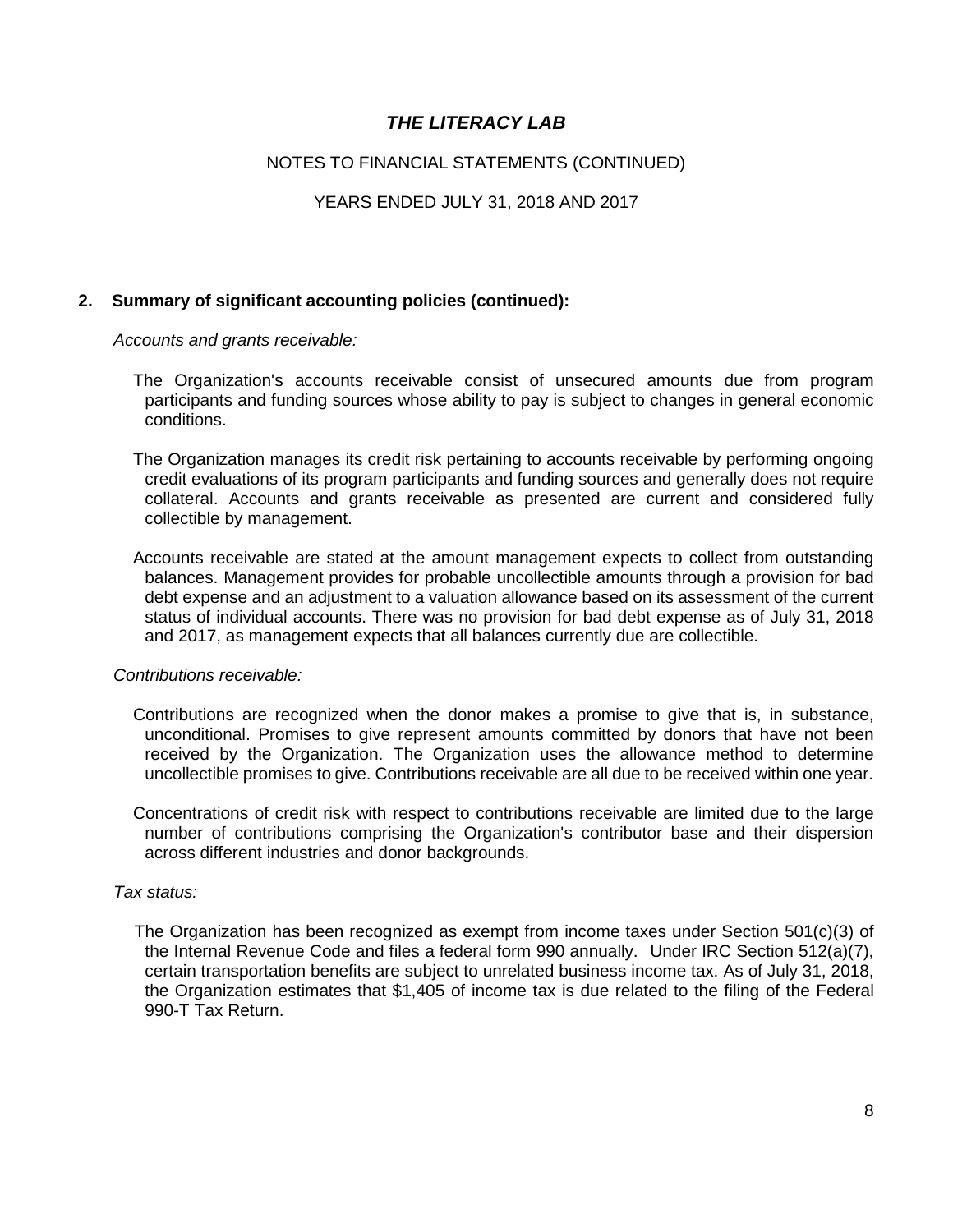# *THE LITERACY LAB*

NOTES TO FINANCIAL STATEMENTS (CONTINUED)

YEARS ENDED JULY 31, 2018 AND 2017

## 2. Summary of significant accounting policies (continued):

*Accounts and grants receivable:*

The Organization's accounts receivable consist of unsecured amounts due from program participants and funding sources whose ability to pay is subject to changes in general economic conditions.

The Organization manages its credit risk pertaining to accounts receivable by performing ongoing credit evaluations of its program participants and funding sources and generally does not require collateral. Accounts and grants receivable as presented are current and considered fully collectible by management.

Accounts receivable are stated at the amount management expects to collect from outstanding balances. Management provides for probable uncollectible amounts through a provision for bad debt expense and an adjustment to a valuation allowance based on its assessment of the current status of individual accounts. There was no provision for bad debt expense as of July 31, 2018 and 2017, as management expects that all balances currently due are collectible.

*Contributions receivable:*

Contributions are recognized when the donor makes a promise to give that is, in substance, unconditional. Promises to give represent amounts committed by donors that have not been received by the Organization. The Organization uses the allowance method to determine uncollectible promises to give. Contributions receivable are all due to be received within one year.

Concentrations of credit risk with respect to contributions receivable are limited due to the large number of contributions comprising the Organization's contributor base and their dispersion across different industries and donor backgrounds.

*Tax status:*

The Organization has been recognized as exempt from income taxes under Section 501(c)(3) of the Internal Revenue Code and files a federal form 990 annually. Under IRC Section 512(a)(7), certain transportation benefits are subject to unrelated business income tax. As of July 31, 2018, the Organization estimates that $1,405 of income tax is due related to the filing of the Federal 990-T Tax Return.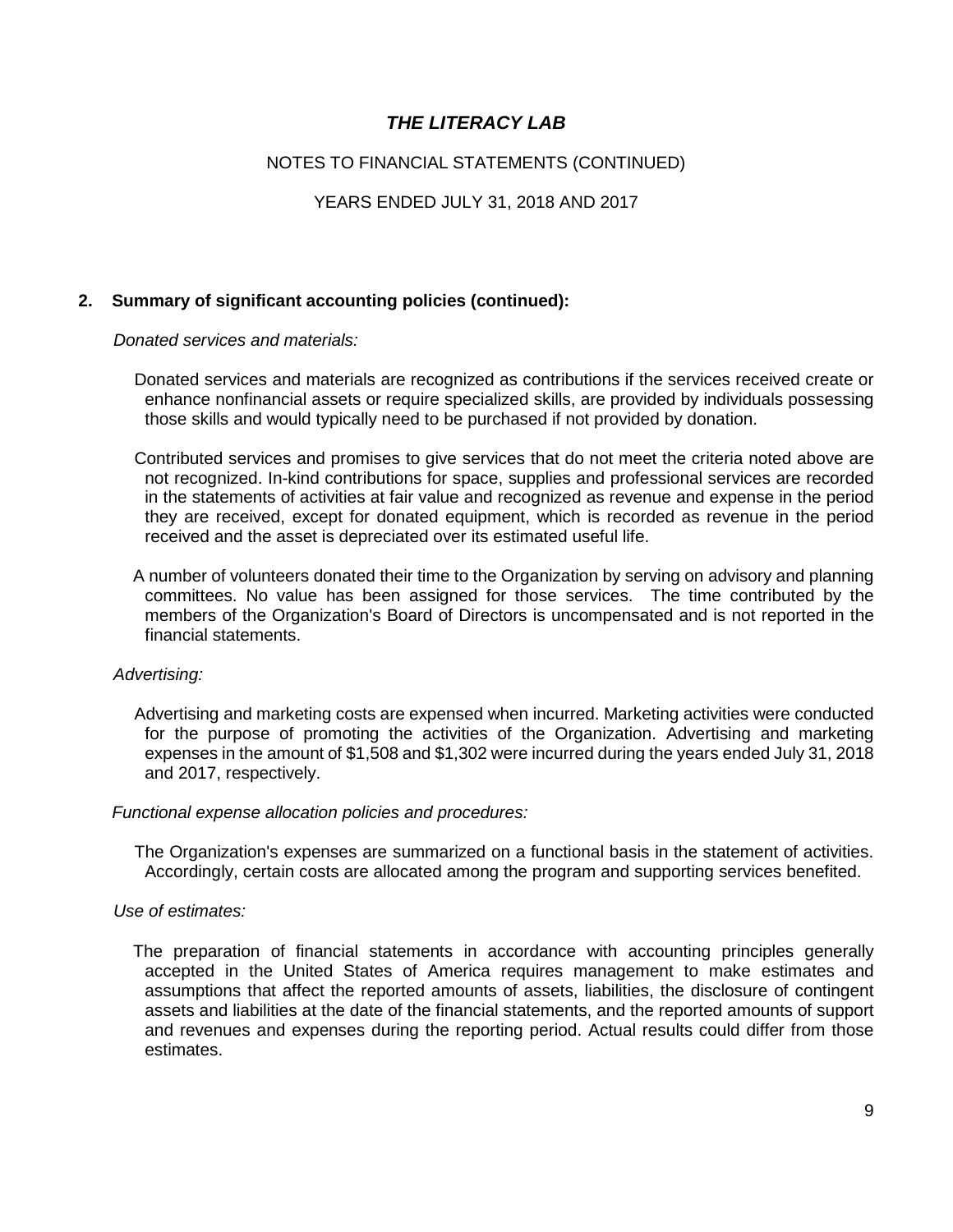# *THE LITERACY LAB*

NOTES TO FINANCIAL STATEMENTS (CONTINUED)

YEARS ENDED JULY 31, 2018 AND 2017

## 2. Summary of significant accounting policies (continued):

*Donated services and materials:*

Donated services and materials are recognized as contributions if the services received create or enhance nonfinancial assets or require specialized skills, are provided by individuals possessing those skills and would typically need to be purchased if not provided by donation.

Contributed services and promises to give services that do not meet the criteria noted above are not recognized. In-kind contributions for space, supplies and professional services are recorded in the statements of activities at fair value and recognized as revenue and expense in the period they are received, except for donated equipment, which is recorded as revenue in the period received and the asset is depreciated over its estimated useful life.

A number of volunteers donated their time to the Organization by serving on advisory and planning committees. No value has been assigned for those services. The time contributed by the members of the Organization's Board of Directors is uncompensated and is not reported in the financial statements.

*Advertising:*

Advertising and marketing costs are expensed when incurred. Marketing activities were conducted for the purpose of promoting the activities of the Organization. Advertising and marketing expenses in the amount of $1,508 and $1,302 were incurred during the years ended July 31, 2018 and 2017, respectively.

*Functional expense allocation policies and procedures:*

The Organization's expenses are summarized on a functional basis in the statement of activities. Accordingly, certain costs are allocated among the program and supporting services benefited.

*Use of estimates:*

The preparation of financial statements in accordance with accounting principles generally accepted in the United States of America requires management to make estimates and assumptions that affect the reported amounts of assets, liabilities, the disclosure of contingent assets and liabilities at the date of the financial statements, and the reported amounts of support and revenues and expenses during the reporting period. Actual results could differ from those estimates.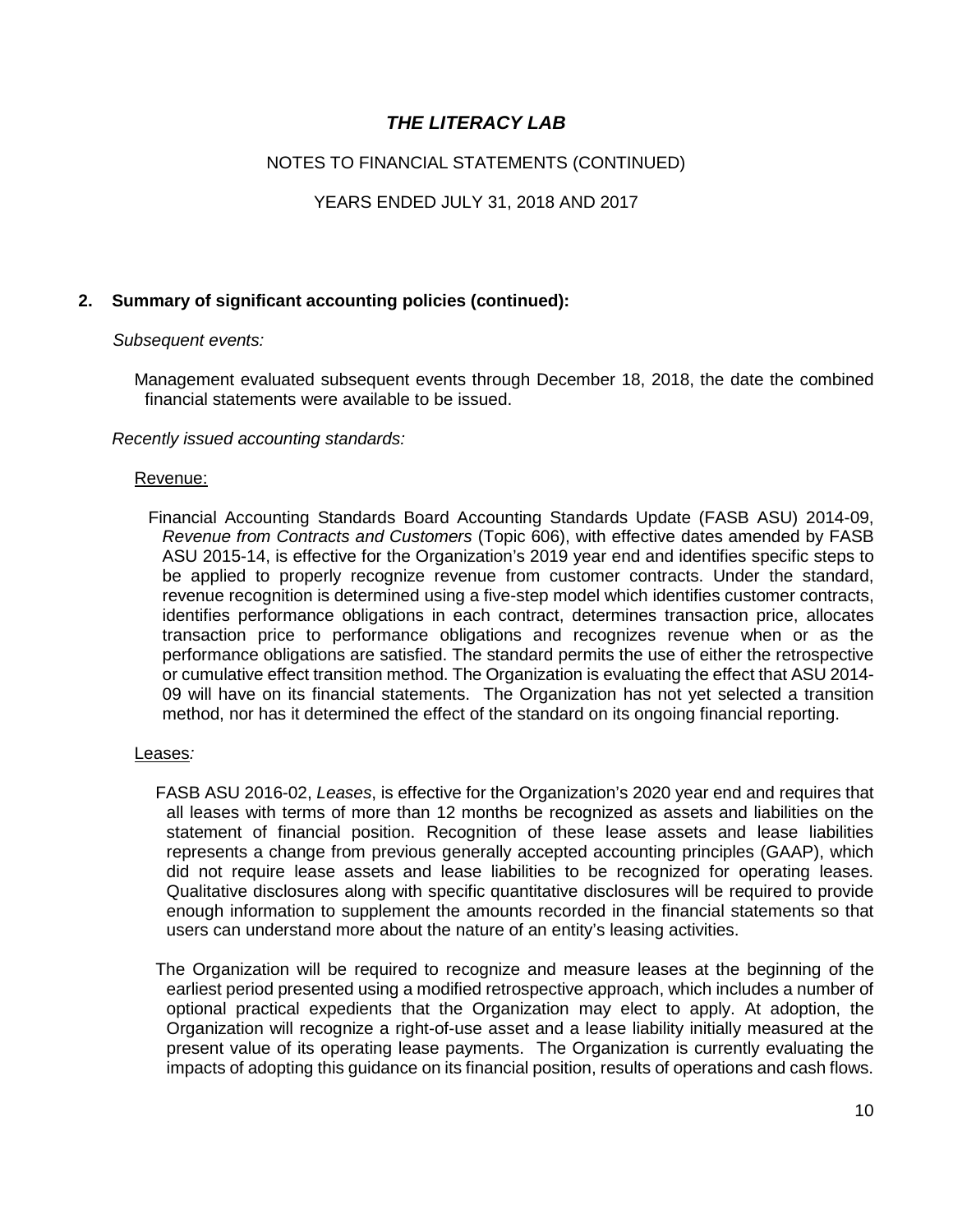# THE LITERACY LAB

NOTES TO FINANCIAL STATEMENTS (CONTINUED)

YEARS ENDED JULY 31, 2018 AND 2017

## 2. Summary of significant accounting policies (continued):

*Subsequent events:*

Management evaluated subsequent events through December 18, 2018, the date the combined financial statements were available to be issued.

*Recently issued accounting standards:*

Revenue:

Financial Accounting Standards Board Accounting Standards Update (FASB ASU) 2014-09, *Revenue from Contracts and Customers* (Topic 606), with effective dates amended by FASB ASU 2015-14, is effective for the Organization's 2019 year end and identifies specific steps to be applied to properly recognize revenue from customer contracts. Under the standard, revenue recognition is determined using a five-step model which identifies customer contracts, identifies performance obligations in each contract, determines transaction price, allocates transaction price to performance obligations and recognizes revenue when or as the performance obligations are satisfied. The standard permits the use of either the retrospective or cumulative effect transition method. The Organization is evaluating the effect that ASU 2014-09 will have on its financial statements. The Organization has not yet selected a transition method, nor has it determined the effect of the standard on its ongoing financial reporting.

Leases*:*

FASB ASU 2016-02, *Leases*, is effective for the Organization's 2020 year end and requires that all leases with terms of more than 12 months be recognized as assets and liabilities on the statement of financial position. Recognition of these lease assets and lease liabilities represents a change from previous generally accepted accounting principles (GAAP), which did not require lease assets and lease liabilities to be recognized for operating leases. Qualitative disclosures along with specific quantitative disclosures will be required to provide enough information to supplement the amounts recorded in the financial statements so that users can understand more about the nature of an entity's leasing activities.

The Organization will be required to recognize and measure leases at the beginning of the earliest period presented using a modified retrospective approach, which includes a number of optional practical expedients that the Organization may elect to apply. At adoption, the Organization will recognize a right-of-use asset and a lease liability initially measured at the present value of its operating lease payments. The Organization is currently evaluating the impacts of adopting this guidance on its financial position, results of operations and cash flows.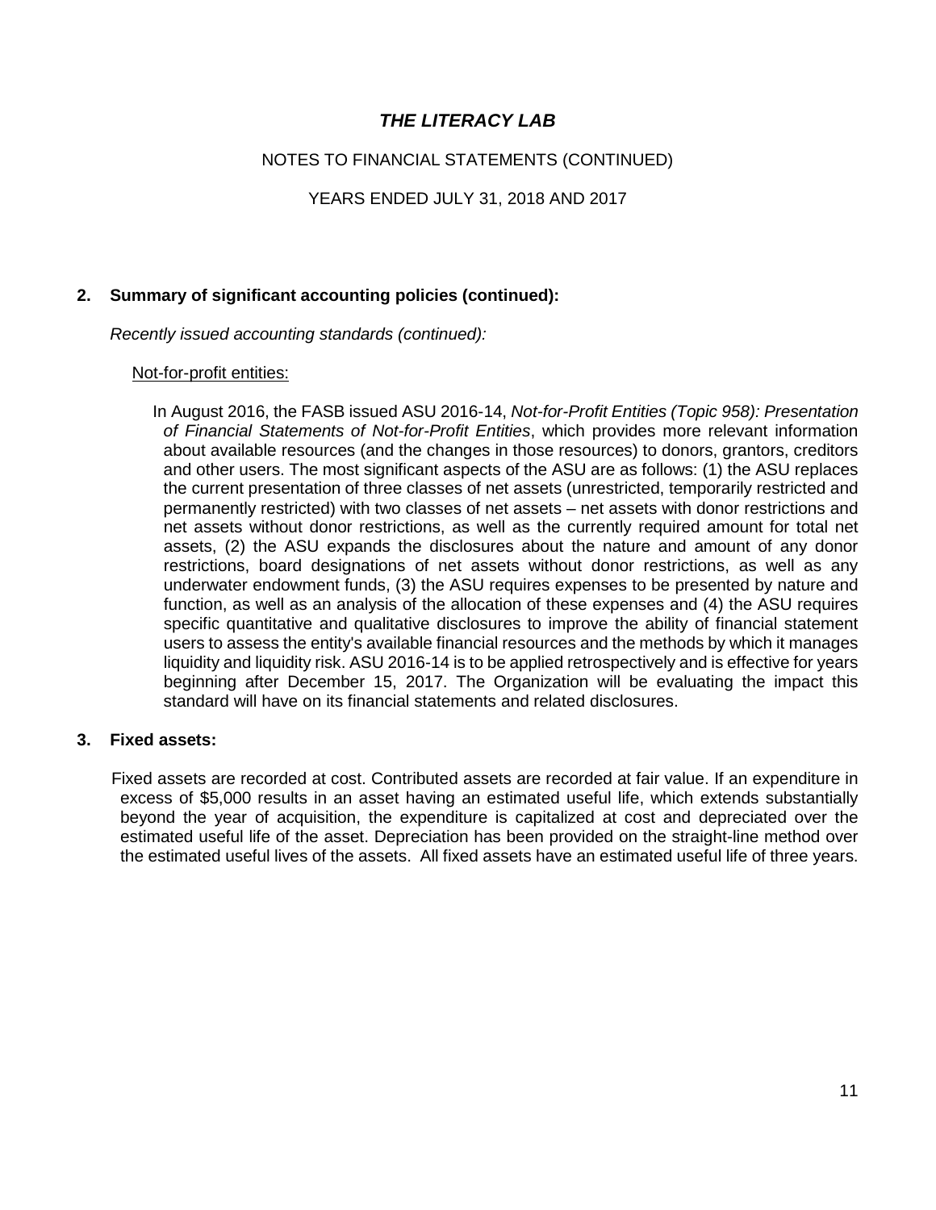# THE LITERACY LAB

NOTES TO FINANCIAL STATEMENTS (CONTINUED)

YEARS ENDED JULY 31, 2018 AND 2017

## 2. Summary of significant accounting policies (continued):

*Recently issued accounting standards (continued):*

Not-for-profit entities:

In August 2016, the FASB issued ASU 2016-14, *Not-for-Profit Entities (Topic 958): Presentation of Financial Statements of Not-for-Profit Entities*, which provides more relevant information about available resources (and the changes in those resources) to donors, grantors, creditors and other users. The most significant aspects of the ASU are as follows: (1) the ASU replaces the current presentation of three classes of net assets (unrestricted, temporarily restricted and permanently restricted) with two classes of net assets – net assets with donor restrictions and net assets without donor restrictions, as well as the currently required amount for total net assets, (2) the ASU expands the disclosures about the nature and amount of any donor restrictions, board designations of net assets without donor restrictions, as well as any underwater endowment funds, (3) the ASU requires expenses to be presented by nature and function, as well as an analysis of the allocation of these expenses and (4) the ASU requires specific quantitative and qualitative disclosures to improve the ability of financial statement users to assess the entity's available financial resources and the methods by which it manages liquidity and liquidity risk. ASU 2016-14 is to be applied retrospectively and is effective for years beginning after December 15, 2017. The Organization will be evaluating the impact this standard will have on its financial statements and related disclosures.

## 3. Fixed assets:

Fixed assets are recorded at cost. Contributed assets are recorded at fair value. If an expenditure in excess of $5,000 results in an asset having an estimated useful life, which extends substantially beyond the year of acquisition, the expenditure is capitalized at cost and depreciated over the estimated useful life of the asset. Depreciation has been provided on the straight-line method over the estimated useful lives of the assets. All fixed assets have an estimated useful life of three years.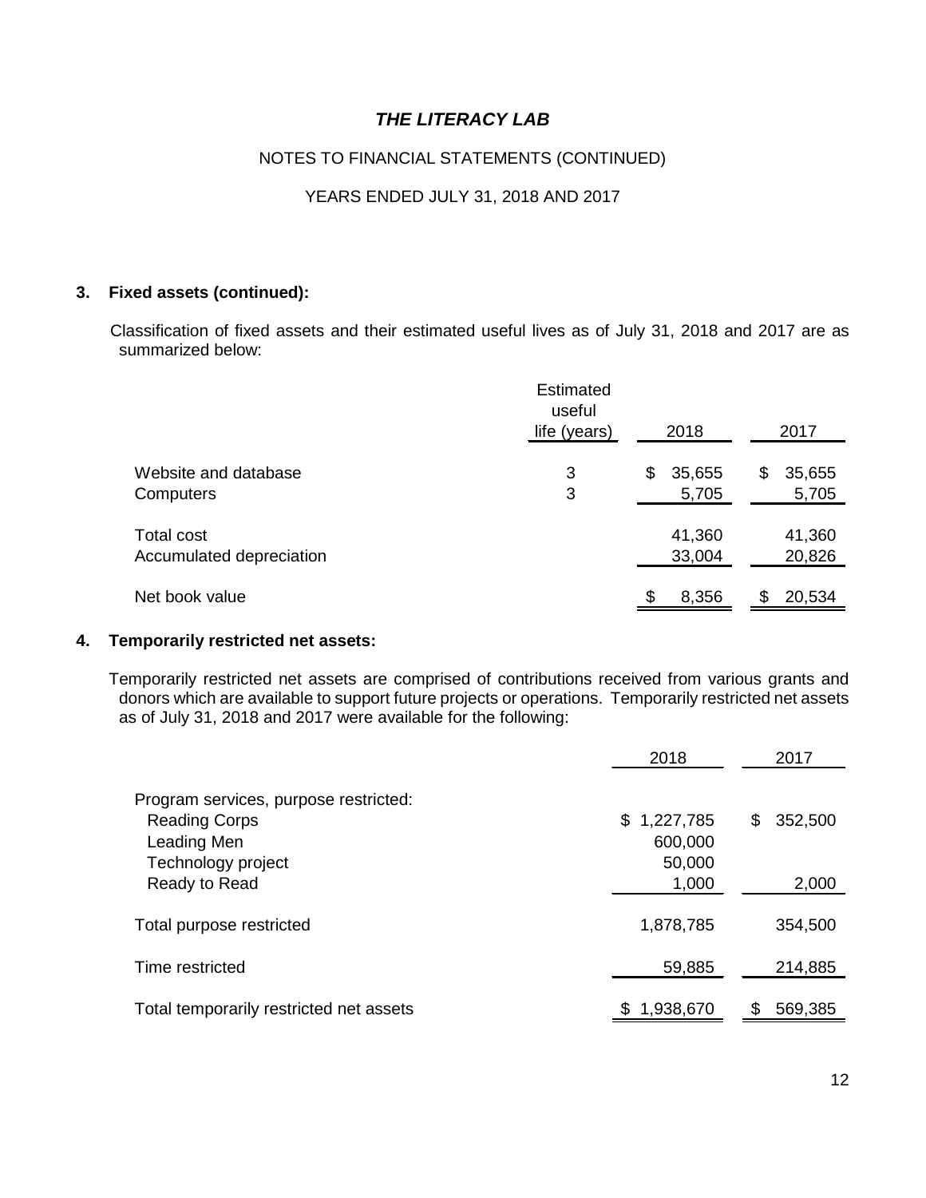# *THE LITERACY LAB*

NOTES TO FINANCIAL STATEMENTS (CONTINUED)

YEARS ENDED JULY 31, 2018 AND 2017

### 3. Fixed assets (continued):

Classification of fixed assets and their estimated useful lives as of July 31, 2018 and 2017 are as summarized below:

| | Estimated useful life (years) | 2018 | 2017 |
|---|---|---|---|
| Website and database | 3 | $ 35,655 | $ 35,655 |
| Computers | 3 | 5,705 | 5,705 |
| Total cost | | 41,360 | 41,360 |
| Accumulated depreciation | | 33,004 | 20,826 |
| Net book value | | $ 8,356 | $ 20,534 |

### 4. Temporarily restricted net assets:

Temporarily restricted net assets are comprised of contributions received from various grants and donors which are available to support future projects or operations. Temporarily restricted net assets as of July 31, 2018 and 2017 were available for the following:

| | 2018 | 2017 |
|---|---|---|
| Program services, purpose restricted: | | |
| Reading Corps | $ 1,227,785 | $ 352,500 |
| Leading Men | 600,000 | |
| Technology project | 50,000 | |
| Ready to Read | 1,000 | 2,000 |
| Total purpose restricted | 1,878,785 | 354,500 |
| Time restricted | 59,885 | 214,885 |
| Total temporarily restricted net assets | $ 1,938,670 | $ 569,385 |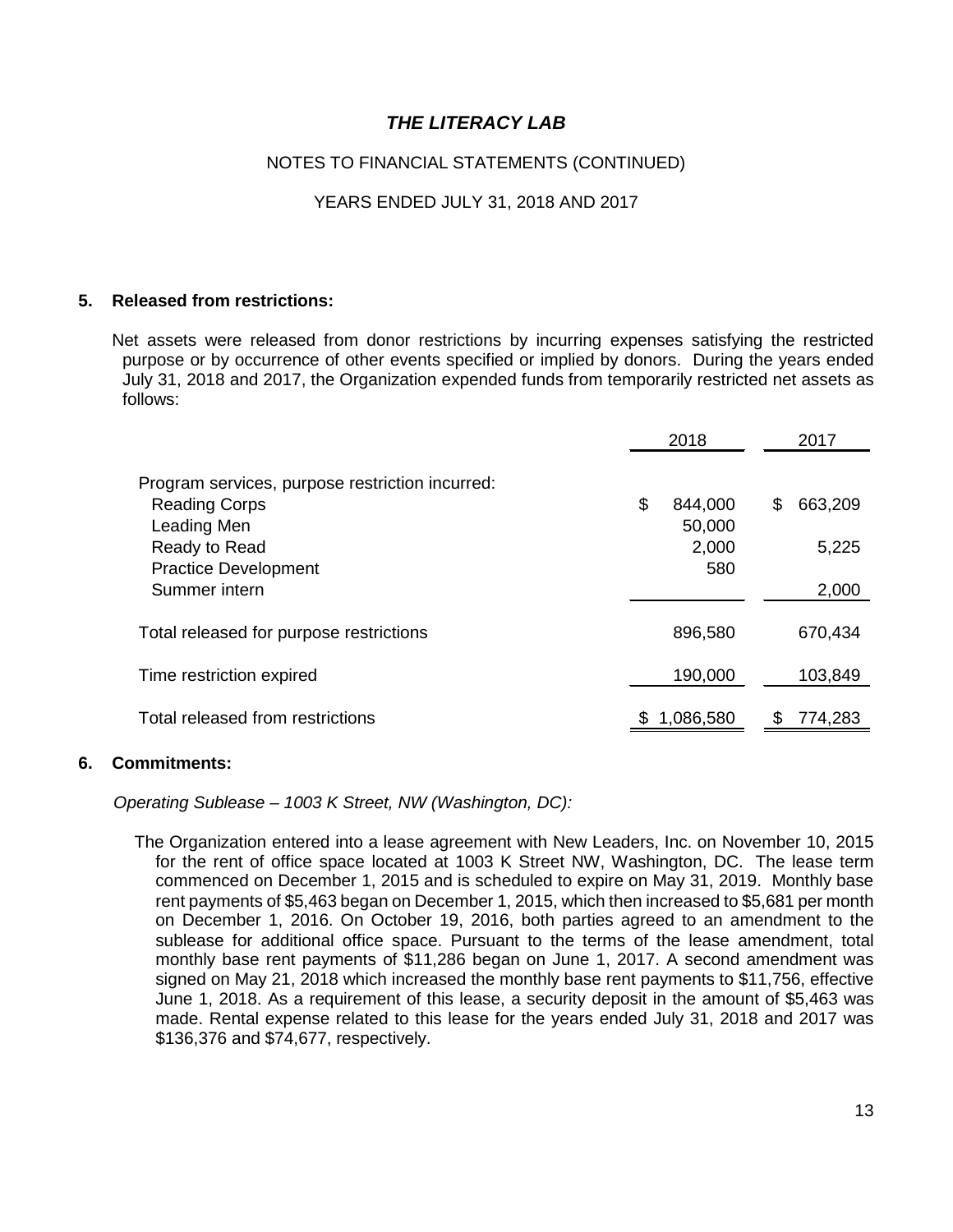# *THE LITERACY LAB*

NOTES TO FINANCIAL STATEMENTS (CONTINUED)

YEARS ENDED JULY 31, 2018 AND 2017

## 5. Released from restrictions:

Net assets were released from donor restrictions by incurring expenses satisfying the restricted purpose or by occurrence of other events specified or implied by donors. During the years ended July 31, 2018 and 2017, the Organization expended funds from temporarily restricted net assets as follows:

| | 2018 | 2017 |
|---|---|---|
| Program services, purpose restriction incurred: | | |
| Reading Corps | $ 844,000 | $ 663,209 |
| Leading Men | 50,000 | |
| Ready to Read | 2,000 | 5,225 |
| Practice Development | 580 | |
| Summer intern | | 2,000 |
| Total released for purpose restrictions | 896,580 | 670,434 |
| Time restriction expired | 190,000 | 103,849 |
| Total released from restrictions | $ 1,086,580 | $ 774,283 |

## 6. Commitments:

*Operating Sublease – 1003 K Street, NW (Washington, DC):*

The Organization entered into a lease agreement with New Leaders, Inc. on November 10, 2015 for the rent of office space located at 1003 K Street NW, Washington, DC. The lease term commenced on December 1, 2015 and is scheduled to expire on May 31, 2019. Monthly base rent payments of $5,463 began on December 1, 2015, which then increased to $5,681 per month on December 1, 2016. On October 19, 2016, both parties agreed to an amendment to the sublease for additional office space. Pursuant to the terms of the lease amendment, total monthly base rent payments of $11,286 began on June 1, 2017. A second amendment was signed on May 21, 2018 which increased the monthly base rent payments to $11,756, effective June 1, 2018. As a requirement of this lease, a security deposit in the amount of $5,463 was made. Rental expense related to this lease for the years ended July 31, 2018 and 2017 was $136,376 and $74,677, respectively.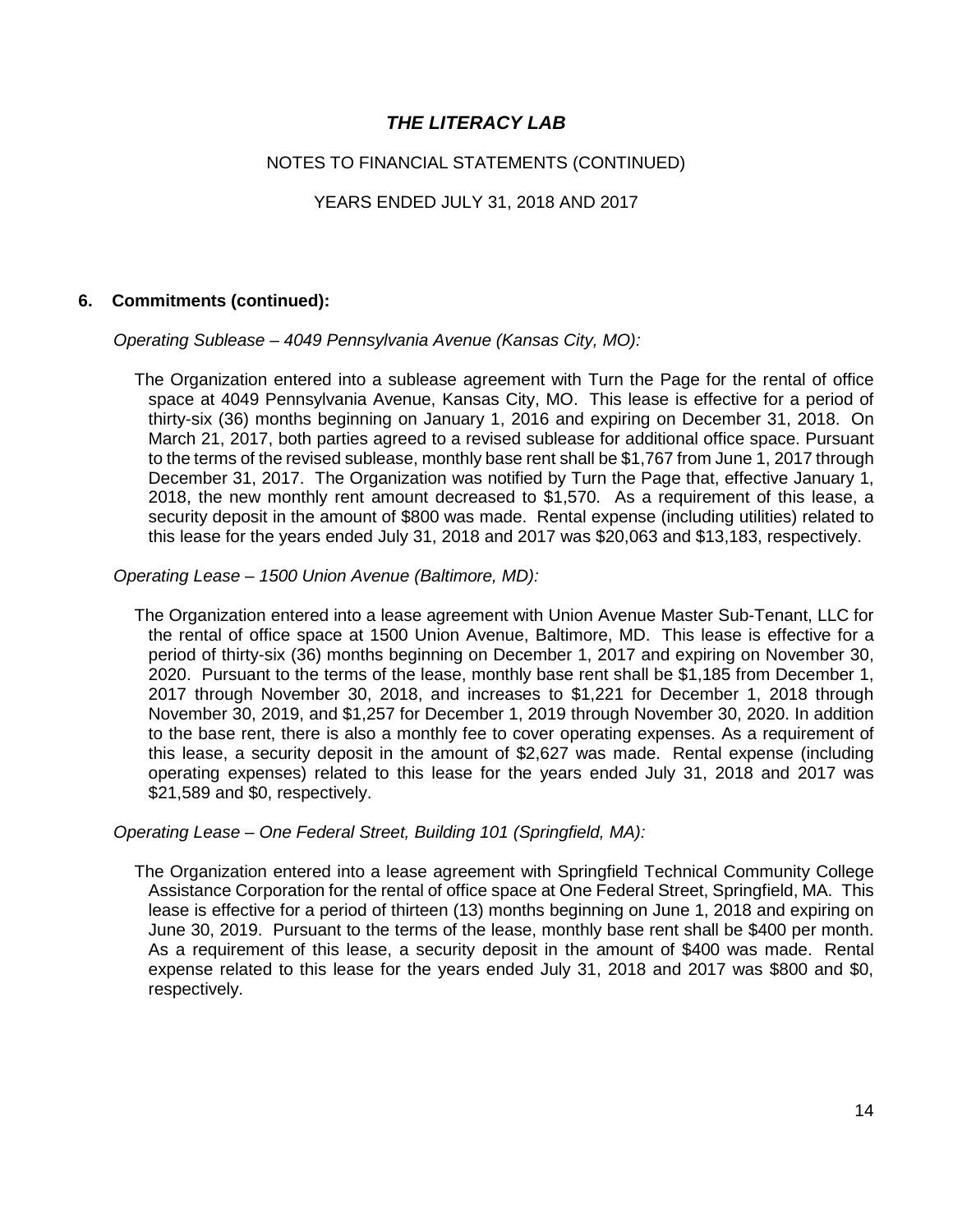# THE LITERACY LAB

NOTES TO FINANCIAL STATEMENTS (CONTINUED)

YEARS ENDED JULY 31, 2018 AND 2017

**6. Commitments (continued):**

*Operating Sublease – 4049 Pennsylvania Avenue (Kansas City, MO):*

The Organization entered into a sublease agreement with Turn the Page for the rental of office space at 4049 Pennsylvania Avenue, Kansas City, MO. This lease is effective for a period of thirty-six (36) months beginning on January 1, 2016 and expiring on December 31, 2018. On March 21, 2017, both parties agreed to a revised sublease for additional office space. Pursuant to the terms of the revised sublease, monthly base rent shall be $1,767 from June 1, 2017 through December 31, 2017. The Organization was notified by Turn the Page that, effective January 1, 2018, the new monthly rent amount decreased to $1,570. As a requirement of this lease, a security deposit in the amount of $800 was made. Rental expense (including utilities) related to this lease for the years ended July 31, 2018 and 2017 was $20,063 and $13,183, respectively.

*Operating Lease – 1500 Union Avenue (Baltimore, MD):*

The Organization entered into a lease agreement with Union Avenue Master Sub-Tenant, LLC for the rental of office space at 1500 Union Avenue, Baltimore, MD. This lease is effective for a period of thirty-six (36) months beginning on December 1, 2017 and expiring on November 30, 2020. Pursuant to the terms of the lease, monthly base rent shall be $1,185 from December 1, 2017 through November 30, 2018, and increases to $1,221 for December 1, 2018 through November 30, 2019, and $1,257 for December 1, 2019 through November 30, 2020. In addition to the base rent, there is also a monthly fee to cover operating expenses. As a requirement of this lease, a security deposit in the amount of $2,627 was made. Rental expense (including operating expenses) related to this lease for the years ended July 31, 2018 and 2017 was $21,589 and $0, respectively.

*Operating Lease – One Federal Street, Building 101 (Springfield, MA):*

The Organization entered into a lease agreement with Springfield Technical Community College Assistance Corporation for the rental of office space at One Federal Street, Springfield, MA. This lease is effective for a period of thirteen (13) months beginning on June 1, 2018 and expiring on June 30, 2019. Pursuant to the terms of the lease, monthly base rent shall be $400 per month. As a requirement of this lease, a security deposit in the amount of $400 was made. Rental expense related to this lease for the years ended July 31, 2018 and 2017 was $800 and $0, respectively.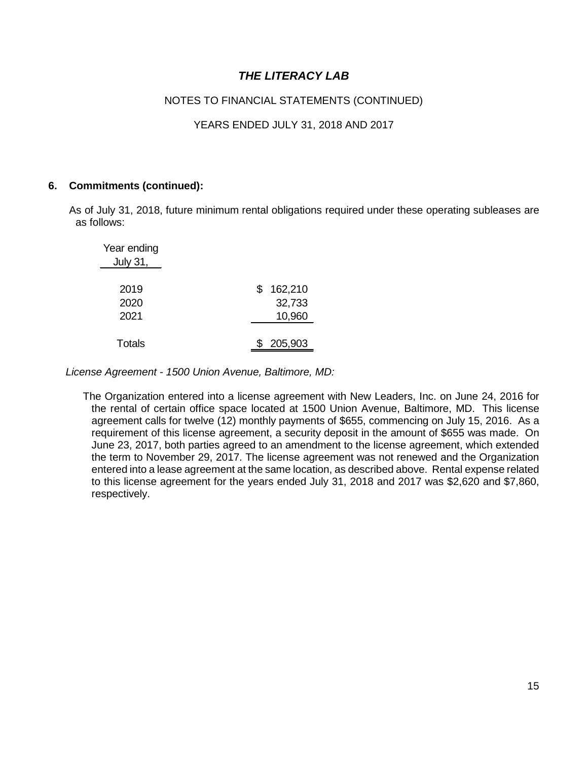# *THE LITERACY LAB*

NOTES TO FINANCIAL STATEMENTS (CONTINUED)

YEARS ENDED JULY 31, 2018 AND 2017

**6. Commitments (continued):**

As of July 31, 2018, future minimum rental obligations required under these operating subleases are as follows:

| Year ending July 31, | |
|---|---|
| 2019 | $ 162,210 |
| 2020 | 32,733 |
| 2021 | 10,960 |
| Totals | $ 205,903 |

*License Agreement - 1500 Union Avenue, Baltimore, MD:*

The Organization entered into a license agreement with New Leaders, Inc. on June 24, 2016 for the rental of certain office space located at 1500 Union Avenue, Baltimore, MD. This license agreement calls for twelve (12) monthly payments of $655, commencing on July 15, 2016. As a requirement of this license agreement, a security deposit in the amount of $655 was made. On June 23, 2017, both parties agreed to an amendment to the license agreement, which extended the term to November 29, 2017. The license agreement was not renewed and the Organization entered into a lease agreement at the same location, as described above. Rental expense related to this license agreement for the years ended July 31, 2018 and 2017 was $2,620 and $7,860, respectively.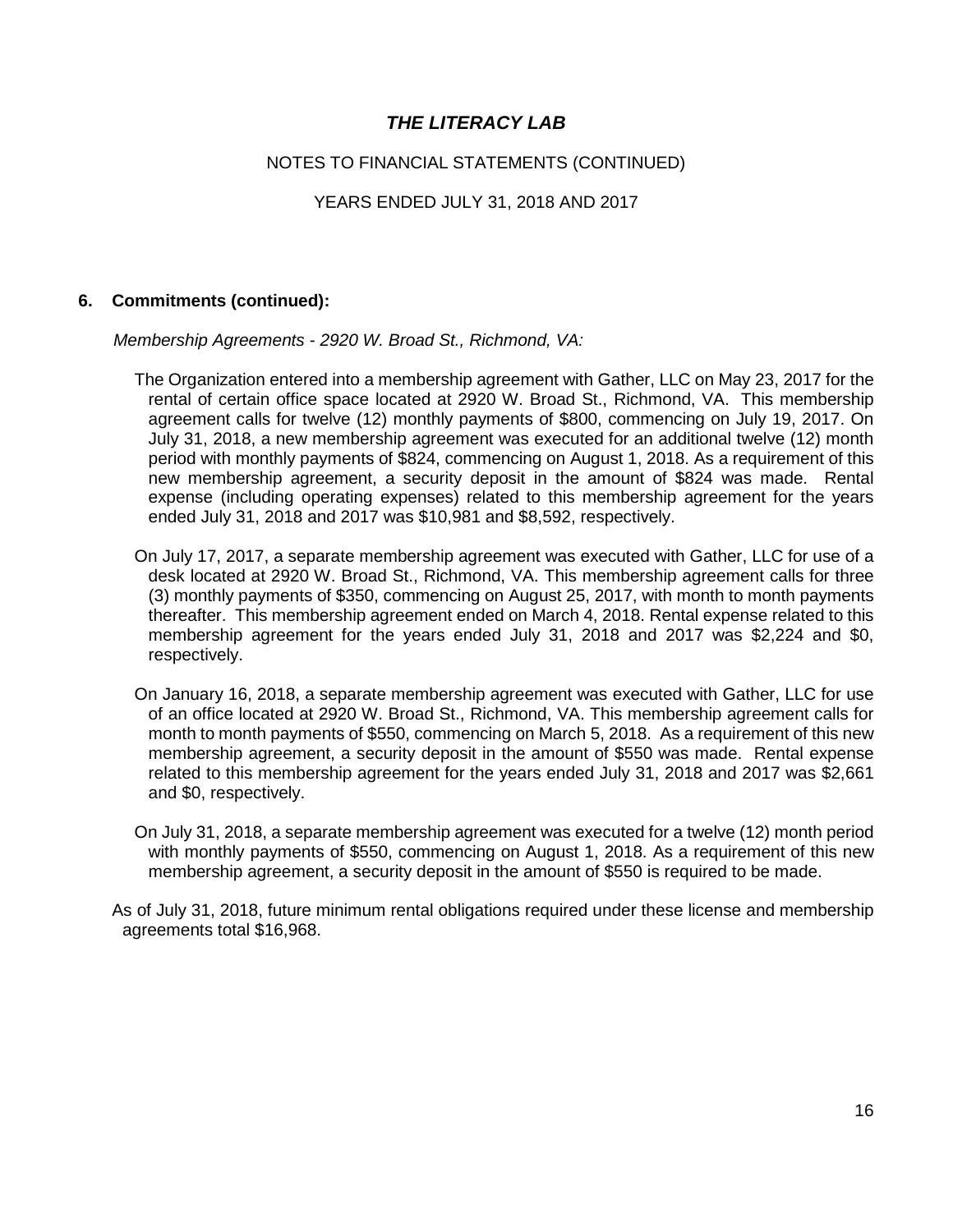# *THE LITERACY LAB*

NOTES TO FINANCIAL STATEMENTS (CONTINUED)

YEARS ENDED JULY 31, 2018 AND 2017

## 6. Commitments (continued):

*Membership Agreements - 2920 W. Broad St., Richmond, VA:*

The Organization entered into a membership agreement with Gather, LLC on May 23, 2017 for the rental of certain office space located at 2920 W. Broad St., Richmond, VA. This membership agreement calls for twelve (12) monthly payments of $800, commencing on July 19, 2017. On July 31, 2018, a new membership agreement was executed for an additional twelve (12) month period with monthly payments of $824, commencing on August 1, 2018. As a requirement of this new membership agreement, a security deposit in the amount of $824 was made. Rental expense (including operating expenses) related to this membership agreement for the years ended July 31, 2018 and 2017 was $10,981 and $8,592, respectively.

On July 17, 2017, a separate membership agreement was executed with Gather, LLC for use of a desk located at 2920 W. Broad St., Richmond, VA. This membership agreement calls for three (3) monthly payments of $350, commencing on August 25, 2017, with month to month payments thereafter. This membership agreement ended on March 4, 2018. Rental expense related to this membership agreement for the years ended July 31, 2018 and 2017 was $2,224 and $0, respectively.

On January 16, 2018, a separate membership agreement was executed with Gather, LLC for use of an office located at 2920 W. Broad St., Richmond, VA. This membership agreement calls for month to month payments of $550, commencing on March 5, 2018. As a requirement of this new membership agreement, a security deposit in the amount of $550 was made. Rental expense related to this membership agreement for the years ended July 31, 2018 and 2017 was $2,661 and $0, respectively.

On July 31, 2018, a separate membership agreement was executed for a twelve (12) month period with monthly payments of $550, commencing on August 1, 2018. As a requirement of this new membership agreement, a security deposit in the amount of $550 is required to be made.

As of July 31, 2018, future minimum rental obligations required under these license and membership agreements total $16,968.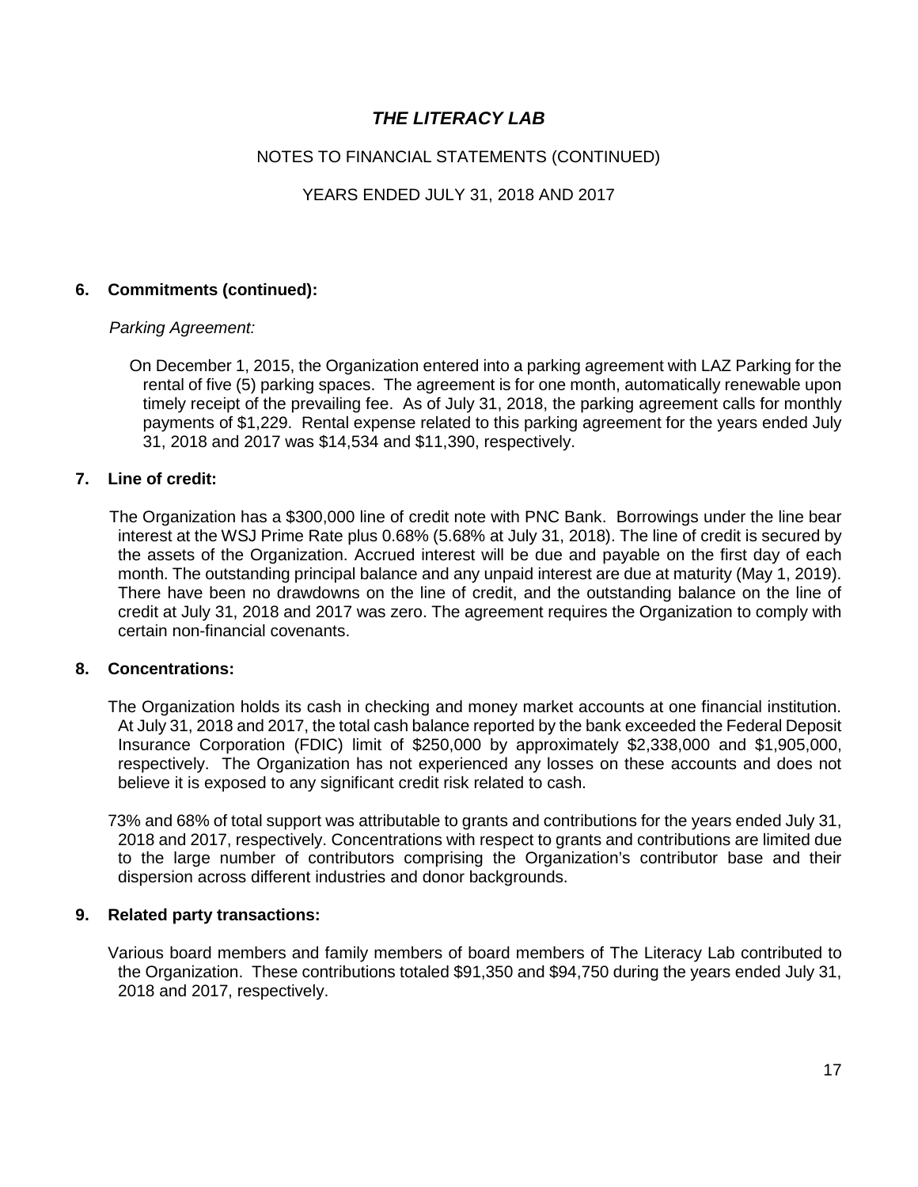# THE LITERACY LAB

NOTES TO FINANCIAL STATEMENTS (CONTINUED)

YEARS ENDED JULY 31, 2018 AND 2017

## 6. Commitments (continued):

*Parking Agreement:*

On December 1, 2015, the Organization entered into a parking agreement with LAZ Parking for the rental of five (5) parking spaces. The agreement is for one month, automatically renewable upon timely receipt of the prevailing fee. As of July 31, 2018, the parking agreement calls for monthly payments of $1,229. Rental expense related to this parking agreement for the years ended July 31, 2018 and 2017 was $14,534 and $11,390, respectively.

## 7. Line of credit:

The Organization has a $300,000 line of credit note with PNC Bank. Borrowings under the line bear interest at the WSJ Prime Rate plus 0.68% (5.68% at July 31, 2018). The line of credit is secured by the assets of the Organization. Accrued interest will be due and payable on the first day of each month. The outstanding principal balance and any unpaid interest are due at maturity (May 1, 2019). There have been no drawdowns on the line of credit, and the outstanding balance on the line of credit at July 31, 2018 and 2017 was zero. The agreement requires the Organization to comply with certain non-financial covenants.

## 8. Concentrations:

The Organization holds its cash in checking and money market accounts at one financial institution. At July 31, 2018 and 2017, the total cash balance reported by the bank exceeded the Federal Deposit Insurance Corporation (FDIC) limit of $250,000 by approximately $2,338,000 and $1,905,000, respectively. The Organization has not experienced any losses on these accounts and does not believe it is exposed to any significant credit risk related to cash.

73% and 68% of total support was attributable to grants and contributions for the years ended July 31, 2018 and 2017, respectively. Concentrations with respect to grants and contributions are limited due to the large number of contributors comprising the Organization's contributor base and their dispersion across different industries and donor backgrounds.

## 9. Related party transactions:

Various board members and family members of board members of The Literacy Lab contributed to the Organization. These contributions totaled $91,350 and $94,750 during the years ended July 31, 2018 and 2017, respectively.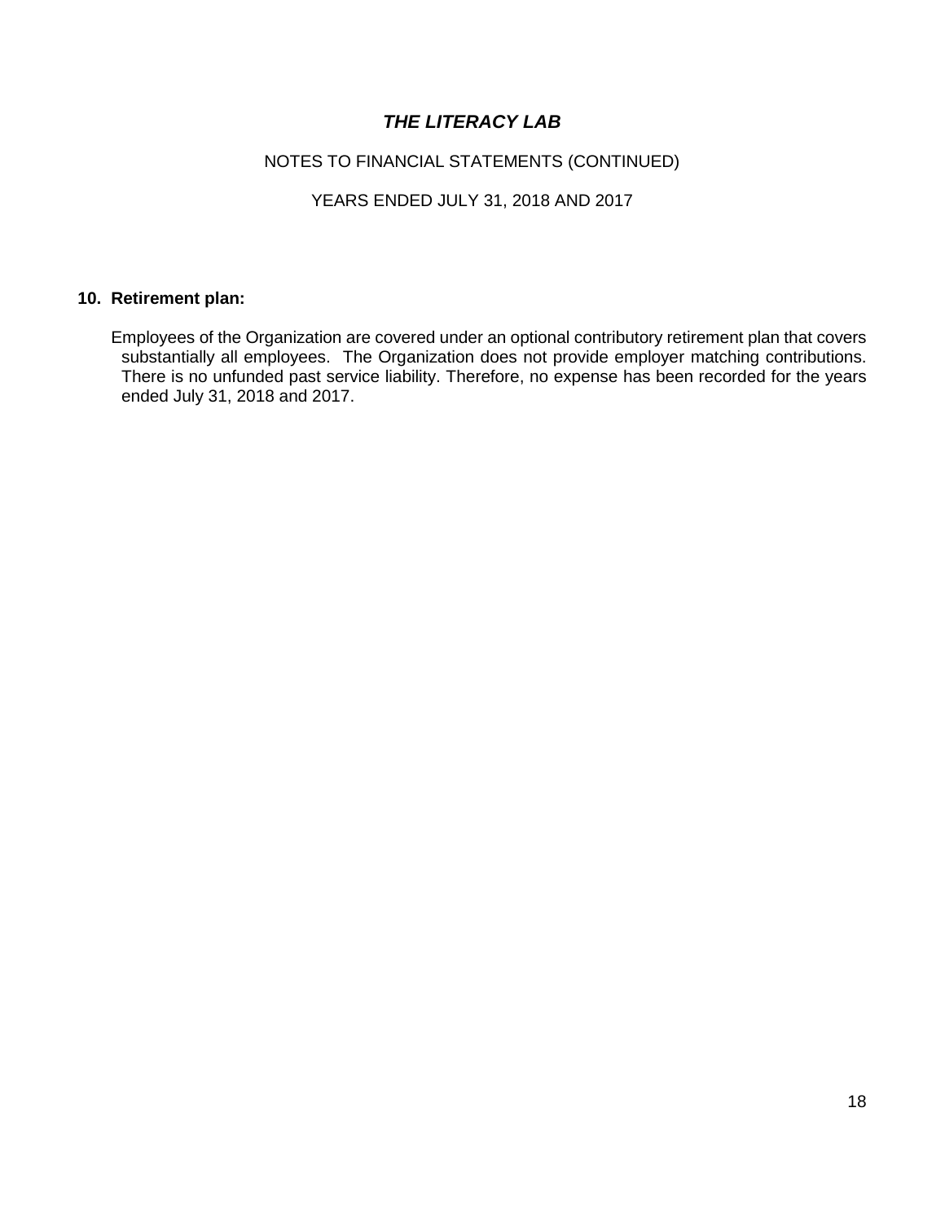### 10. Retirement plan:

Employees of the Organization are covered under an optional contributory retirement plan that covers substantially all employees. The Organization does not provide employer matching contributions. There is no unfunded past service liability. Therefore, no expense has been recorded for the years ended July 31, 2018 and 2017.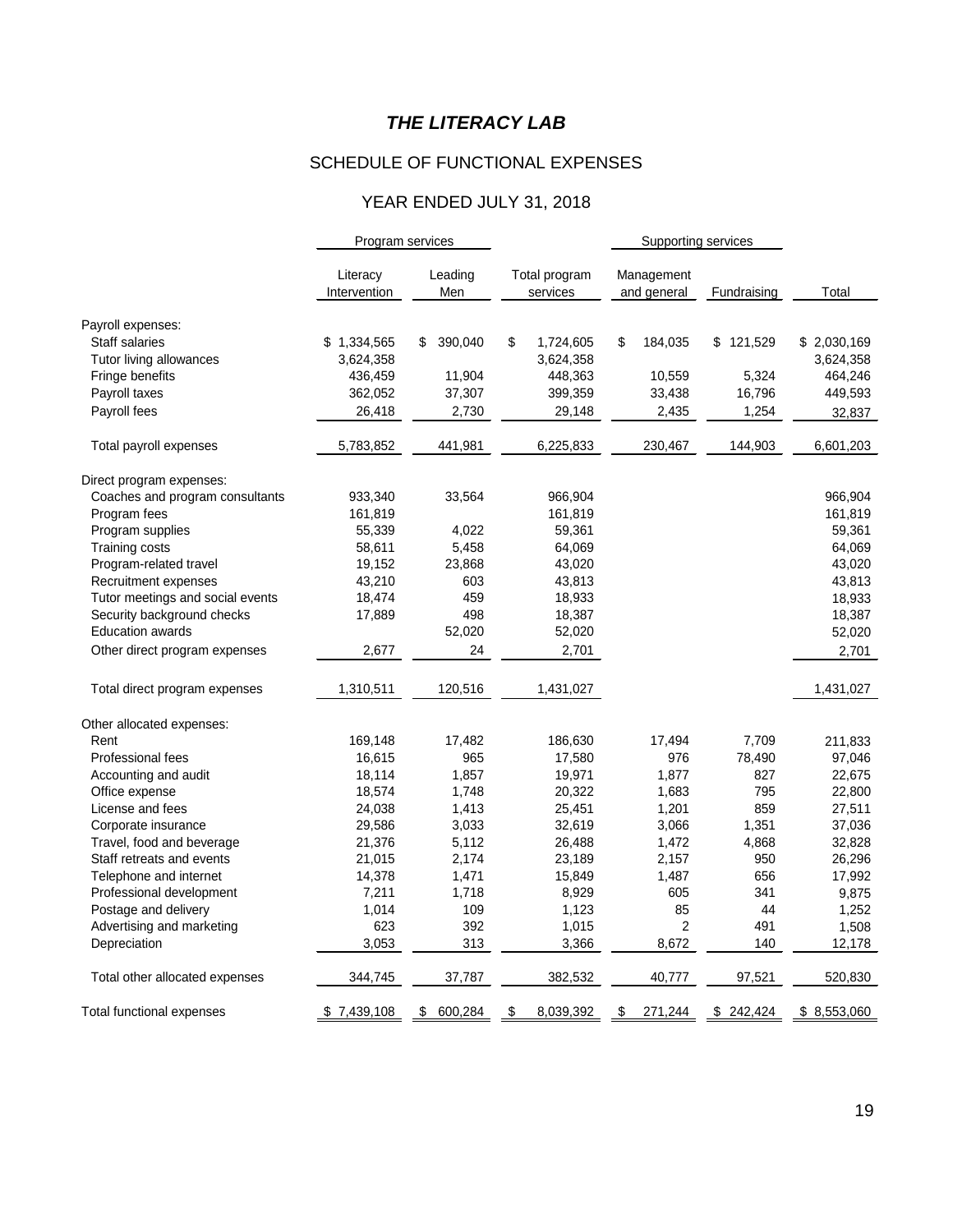# THE LITERACY LAB

## SCHEDULE OF FUNCTIONAL EXPENSES

## YEAR ENDED JULY 31, 2018

| | Program services | | | Supporting services | | |
|---|---|---|---|---|---|---|
| | Literacy Intervention | Leading Men | Total program services | Management and general | Fundraising | Total |
| Payroll expenses: | | | | | | |
| Staff salaries | $ 1,334,565 | $ 390,040 | $ 1,724,605 | $ 184,035 | $ 121,529 | $ 2,030,169 |
| Tutor living allowances | 3,624,358 | | 3,624,358 | | | 3,624,358 |
| Fringe benefits | 436,459 | 11,904 | 448,363 | 10,559 | 5,324 | 464,246 |
| Payroll taxes | 362,052 | 37,307 | 399,359 | 33,438 | 16,796 | 449,593 |
| Payroll fees | 26,418 | 2,730 | 29,148 | 2,435 | 1,254 | 32,837 |
| Total payroll expenses | 5,783,852 | 441,981 | 6,225,833 | 230,467 | 144,903 | 6,601,203 |
| Direct program expenses: | | | | | | |
| Coaches and program consultants | 933,340 | 33,564 | 966,904 | | | 966,904 |
| Program fees | 161,819 | | 161,819 | | | 161,819 |
| Program supplies | 55,339 | 4,022 | 59,361 | | | 59,361 |
| Training costs | 58,611 | 5,458 | 64,069 | | | 64,069 |
| Program-related travel | 19,152 | 23,868 | 43,020 | | | 43,020 |
| Recruitment expenses | 43,210 | 603 | 43,813 | | | 43,813 |
| Tutor meetings and social events | 18,474 | 459 | 18,933 | | | 18,933 |
| Security background checks | 17,889 | 498 | 18,387 | | | 18,387 |
| Education awards | | 52,020 | 52,020 | | | 52,020 |
| Other direct program expenses | 2,677 | 24 | 2,701 | | | 2,701 |
| Total direct program expenses | 1,310,511 | 120,516 | 1,431,027 | | | 1,431,027 |
| Other allocated expenses: | | | | | | |
| Rent | 169,148 | 17,482 | 186,630 | 17,494 | 7,709 | 211,833 |
| Professional fees | 16,615 | 965 | 17,580 | 976 | 78,490 | 97,046 |
| Accounting and audit | 18,114 | 1,857 | 19,971 | 1,877 | 827 | 22,675 |
| Office expense | 18,574 | 1,748 | 20,322 | 1,683 | 795 | 22,800 |
| License and fees | 24,038 | 1,413 | 25,451 | 1,201 | 859 | 27,511 |
| Corporate insurance | 29,586 | 3,033 | 32,619 | 3,066 | 1,351 | 37,036 |
| Travel, food and beverage | 21,376 | 5,112 | 26,488 | 1,472 | 4,868 | 32,828 |
| Staff retreats and events | 21,015 | 2,174 | 23,189 | 2,157 | 950 | 26,296 |
| Telephone and internet | 14,378 | 1,471 | 15,849 | 1,487 | 656 | 17,992 |
| Professional development | 7,211 | 1,718 | 8,929 | 605 | 341 | 9,875 |
| Postage and delivery | 1,014 | 109 | 1,123 | 85 | 44 | 1,252 |
| Advertising and marketing | 623 | 392 | 1,015 | 2 | 491 | 1,508 |
| Depreciation | 3,053 | 313 | 3,366 | 8,672 | 140 | 12,178 |
| Total other allocated expenses | 344,745 | 37,787 | 382,532 | 40,777 | 97,521 | 520,830 |
| Total functional expenses | $ 7,439,108 | $ 600,284 | $ 8,039,392 | $ 271,244 | $ 242,424 | $ 8,553,060 |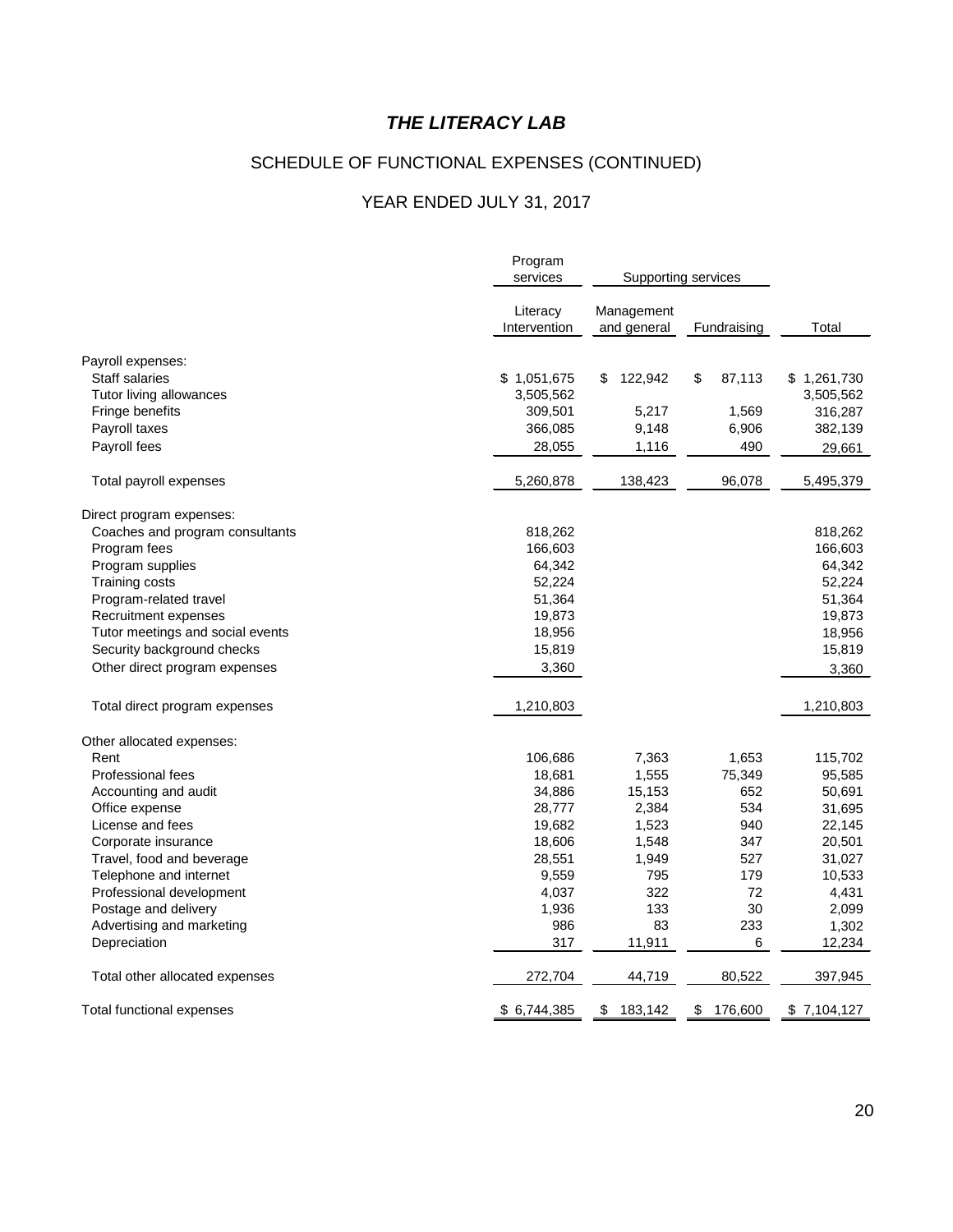# *THE LITERACY LAB*

## SCHEDULE OF FUNCTIONAL EXPENSES (CONTINUED)

## YEAR ENDED JULY 31, 2017

| | Program services | Supporting services | | |
|---|---|---|---|---|
| | Literacy Intervention | Management and general | Fundraising | Total |
| **Payroll expenses:** | | | | |
| Staff salaries | $ 1,051,675 | $ 122,942 | $ 87,113 | $ 1,261,730 |
| Tutor living allowances | 3,505,562 | | | 3,505,562 |
| Fringe benefits | 309,501 | 5,217 | 1,569 | 316,287 |
| Payroll taxes | 366,085 | 9,148 | 6,906 | 382,139 |
| Payroll fees | 28,055 | 1,116 | 490 | 29,661 |
| Total payroll expenses | 5,260,878 | 138,423 | 96,078 | 5,495,379 |
| **Direct program expenses:** | | | | |
| Coaches and program consultants | 818,262 | | | 818,262 |
| Program fees | 166,603 | | | 166,603 |
| Program supplies | 64,342 | | | 64,342 |
| Training costs | 52,224 | | | 52,224 |
| Program-related travel | 51,364 | | | 51,364 |
| Recruitment expenses | 19,873 | | | 19,873 |
| Tutor meetings and social events | 18,956 | | | 18,956 |
| Security background checks | 15,819 | | | 15,819 |
| Other direct program expenses | 3,360 | | | 3,360 |
| Total direct program expenses | 1,210,803 | | | 1,210,803 |
| **Other allocated expenses:** | | | | |
| Rent | 106,686 | 7,363 | 1,653 | 115,702 |
| Professional fees | 18,681 | 1,555 | 75,349 | 95,585 |
| Accounting and audit | 34,886 | 15,153 | 652 | 50,691 |
| Office expense | 28,777 | 2,384 | 534 | 31,695 |
| License and fees | 19,682 | 1,523 | 940 | 22,145 |
| Corporate insurance | 18,606 | 1,548 | 347 | 20,501 |
| Travel, food and beverage | 28,551 | 1,949 | 527 | 31,027 |
| Telephone and internet | 9,559 | 795 | 179 | 10,533 |
| Professional development | 4,037 | 322 | 72 | 4,431 |
| Postage and delivery | 1,936 | 133 | 30 | 2,099 |
| Advertising and marketing | 986 | 83 | 233 | 1,302 |
| Depreciation | 317 | 11,911 | 6 | 12,234 |
| Total other allocated expenses | 272,704 | 44,719 | 80,522 | 397,945 |
| Total functional expenses | $ 6,744,385 | $ 183,142 | $ 176,600 | $ 7,104,127 |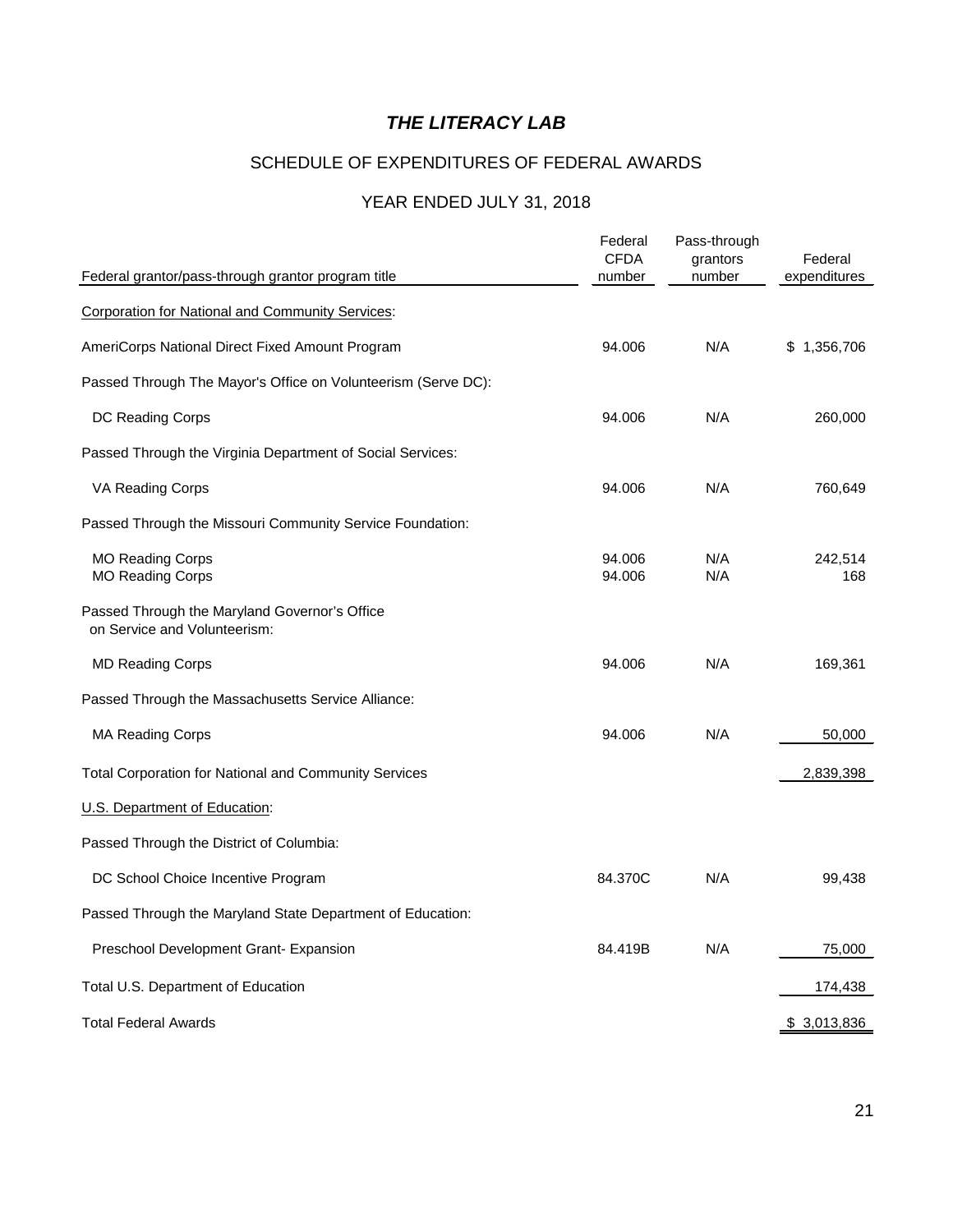# *THE LITERACY LAB*

## SCHEDULE OF EXPENDITURES OF FEDERAL AWARDS

## YEAR ENDED JULY 31, 2018

| Federal grantor/pass-through grantor program title | Federal CFDA number | Pass-through grantors number | Federal expenditures |
|---|---|---|---|
| Corporation for National and Community Services: | | | |
| AmeriCorps National Direct Fixed Amount Program | 94.006 | N/A | $ 1,356,706 |
| Passed Through The Mayor's Office on Volunteerism (Serve DC): | | | |
| DC Reading Corps | 94.006 | N/A | 260,000 |
| Passed Through the Virginia Department of Social Services: | | | |
| VA Reading Corps | 94.006 | N/A | 760,649 |
| Passed Through the Missouri Community Service Foundation: | | | |
| MO Reading Corps | 94.006 | N/A | 242,514 |
| MO Reading Corps | 94.006 | N/A | 168 |
| Passed Through the Maryland Governor's Office on Service and Volunteerism: | | | |
| MD Reading Corps | 94.006 | N/A | 169,361 |
| Passed Through the Massachusetts Service Alliance: | | | |
| MA Reading Corps | 94.006 | N/A | 50,000 |
| Total Corporation for National and Community Services | | | 2,839,398 |
| U.S. Department of Education: | | | |
| Passed Through the District of Columbia: | | | |
| DC School Choice Incentive Program | 84.370C | N/A | 99,438 |
| Passed Through the Maryland State Department of Education: | | | |
| Preschool Development Grant- Expansion | 84.419B | N/A | 75,000 |
| Total U.S. Department of Education | | | 174,438 |
| Total Federal Awards | | | $ 3,013,836 |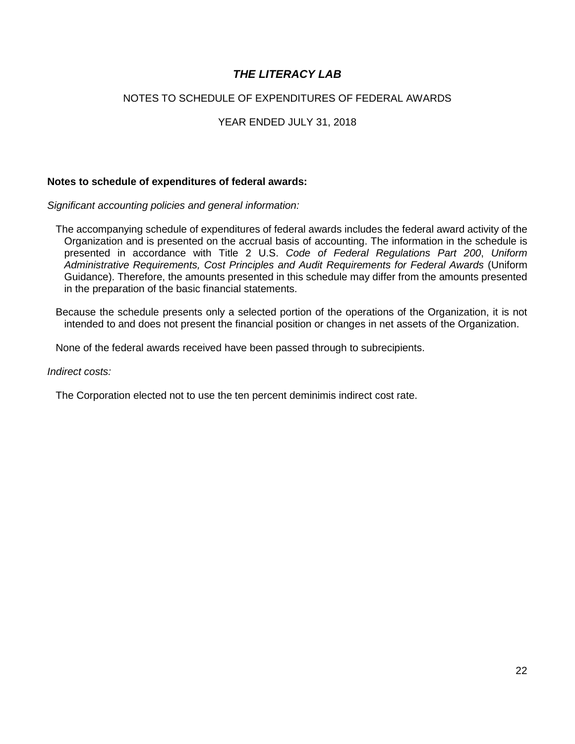# *THE LITERACY LAB*

NOTES TO SCHEDULE OF EXPENDITURES OF FEDERAL AWARDS

YEAR ENDED JULY 31, 2018

**Notes to schedule of expenditures of federal awards:**

*Significant accounting policies and general information:*

The accompanying schedule of expenditures of federal awards includes the federal award activity of the Organization and is presented on the accrual basis of accounting. The information in the schedule is presented in accordance with Title 2 U.S. *Code of Federal Regulations Part 200*, *Uniform Administrative Requirements, Cost Principles and Audit Requirements for Federal Awards* (Uniform Guidance). Therefore, the amounts presented in this schedule may differ from the amounts presented in the preparation of the basic financial statements.

Because the schedule presents only a selected portion of the operations of the Organization, it is not intended to and does not present the financial position or changes in net assets of the Organization.

None of the federal awards received have been passed through to subrecipients.

*Indirect costs:*

The Corporation elected not to use the ten percent deminimis indirect cost rate.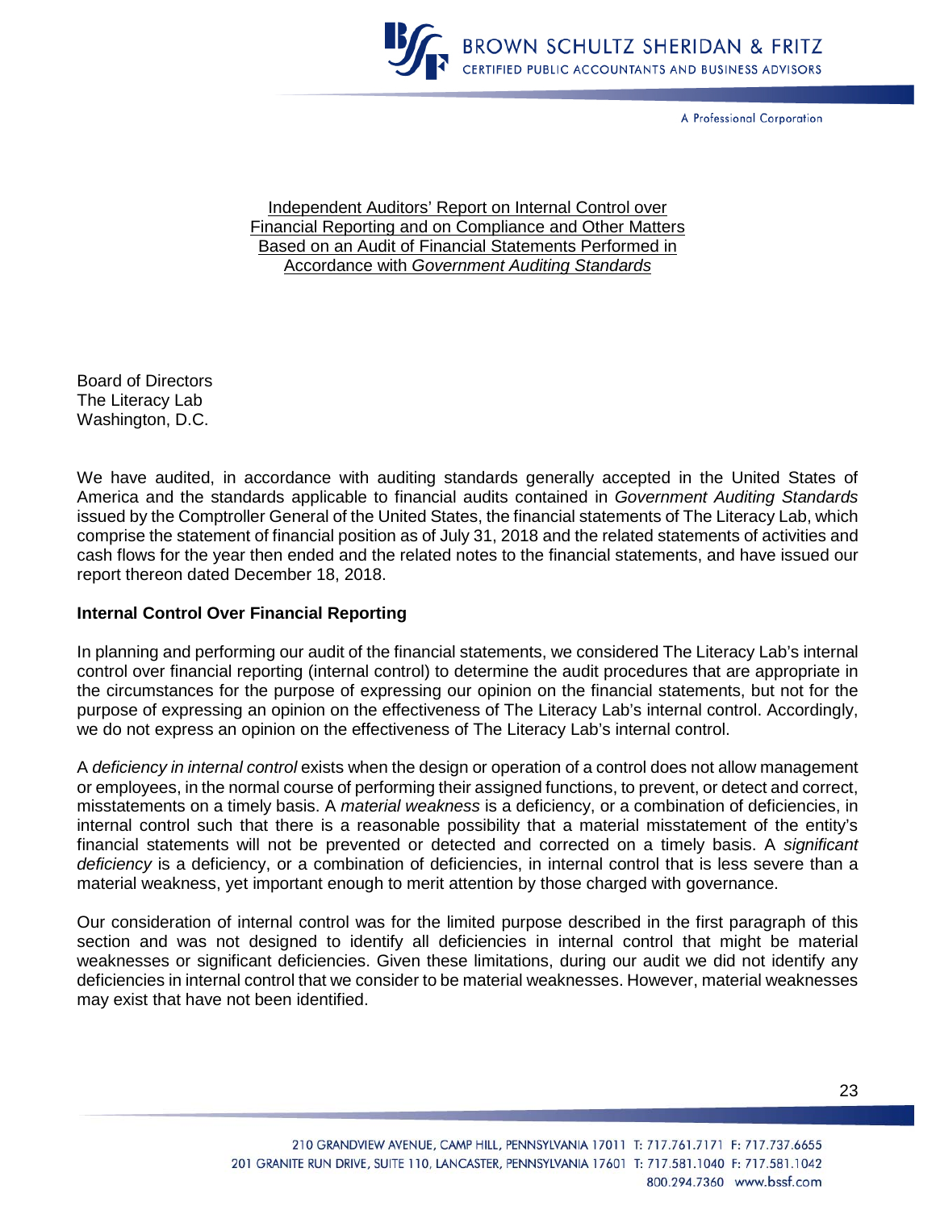Independent Auditors' Report on Internal Control over Financial Reporting and on Compliance and Other Matters Based on an Audit of Financial Statements Performed in Accordance with *Government Auditing Standards*

Board of Directors
The Literacy Lab
Washington, D.C.

We have audited, in accordance with auditing standards generally accepted in the United States of America and the standards applicable to financial audits contained in *Government Auditing Standards* issued by the Comptroller General of the United States, the financial statements of The Literacy Lab, which comprise the statement of financial position as of July 31, 2018 and the related statements of activities and cash flows for the year then ended and the related notes to the financial statements, and have issued our report thereon dated December 18, 2018.

**Internal Control Over Financial Reporting**

In planning and performing our audit of the financial statements, we considered The Literacy Lab's internal control over financial reporting (internal control) to determine the audit procedures that are appropriate in the circumstances for the purpose of expressing our opinion on the financial statements, but not for the purpose of expressing an opinion on the effectiveness of The Literacy Lab's internal control. Accordingly, we do not express an opinion on the effectiveness of The Literacy Lab's internal control.

A *deficiency in internal control* exists when the design or operation of a control does not allow management or employees, in the normal course of performing their assigned functions, to prevent, or detect and correct, misstatements on a timely basis. A *material weakness* is a deficiency, or a combination of deficiencies, in internal control such that there is a reasonable possibility that a material misstatement of the entity's financial statements will not be prevented or detected and corrected on a timely basis. A *significant deficiency* is a deficiency, or a combination of deficiencies, in internal control that is less severe than a material weakness, yet important enough to merit attention by those charged with governance.

Our consideration of internal control was for the limited purpose described in the first paragraph of this section and was not designed to identify all deficiencies in internal control that might be material weaknesses or significant deficiencies. Given these limitations, during our audit we did not identify any deficiencies in internal control that we consider to be material weaknesses. However, material weaknesses may exist that have not been identified.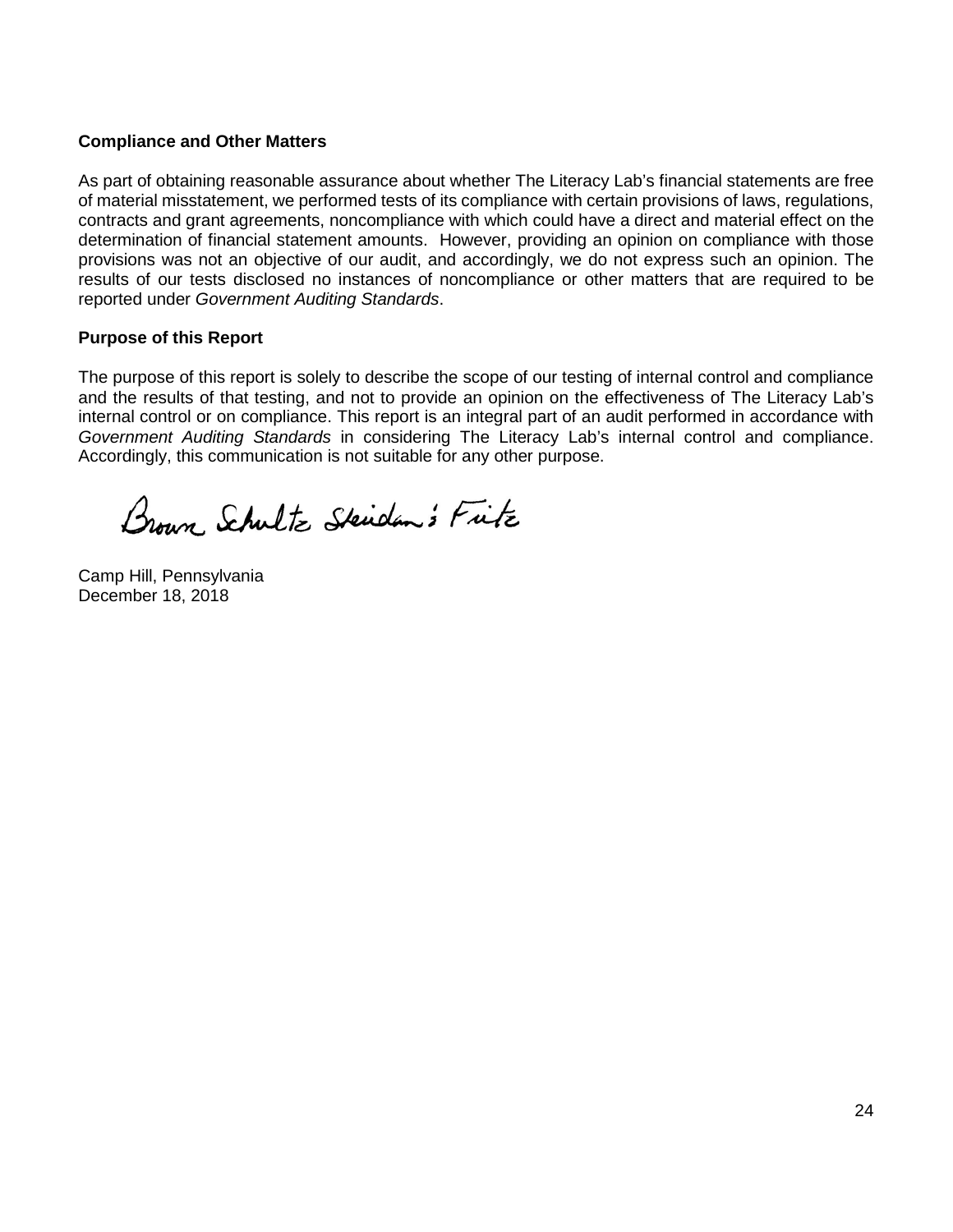**Compliance and Other Matters**

As part of obtaining reasonable assurance about whether The Literacy Lab's financial statements are free of material misstatement, we performed tests of its compliance with certain provisions of laws, regulations, contracts and grant agreements, noncompliance with which could have a direct and material effect on the determination of financial statement amounts. However, providing an opinion on compliance with those provisions was not an objective of our audit, and accordingly, we do not express such an opinion. The results of our tests disclosed no instances of noncompliance or other matters that are required to be reported under *Government Auditing Standards*.

**Purpose of this Report**

The purpose of this report is solely to describe the scope of our testing of internal control and compliance and the results of that testing, and not to provide an opinion on the effectiveness of The Literacy Lab's internal control or on compliance. This report is an integral part of an audit performed in accordance with *Government Auditing Standards* in considering The Literacy Lab's internal control and compliance. Accordingly, this communication is not suitable for any other purpose.

Brown Schultz Sheridan & Fritz

Camp Hill, Pennsylvania
December 18, 2018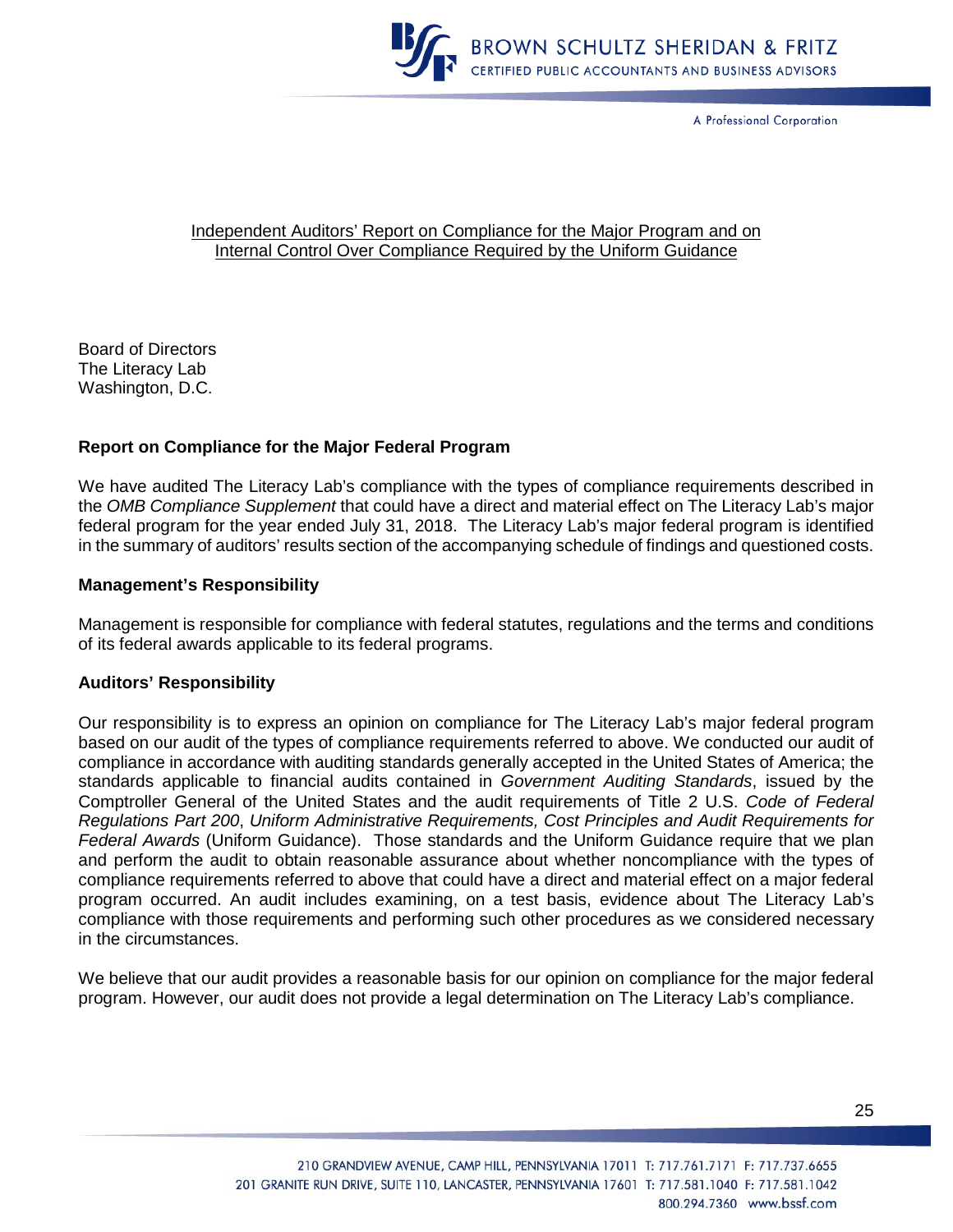Independent Auditors' Report on Compliance for the Major Program and on Internal Control Over Compliance Required by the Uniform Guidance

Board of Directors
The Literacy Lab
Washington, D.C.

**Report on Compliance for the Major Federal Program**

We have audited The Literacy Lab's compliance with the types of compliance requirements described in the *OMB Compliance Supplement* that could have a direct and material effect on The Literacy Lab's major federal program for the year ended July 31, 2018. The Literacy Lab's major federal program is identified in the summary of auditors' results section of the accompanying schedule of findings and questioned costs.

**Management's Responsibility**

Management is responsible for compliance with federal statutes, regulations and the terms and conditions of its federal awards applicable to its federal programs.

**Auditors' Responsibility**

Our responsibility is to express an opinion on compliance for The Literacy Lab's major federal program based on our audit of the types of compliance requirements referred to above. We conducted our audit of compliance in accordance with auditing standards generally accepted in the United States of America; the standards applicable to financial audits contained in *Government Auditing Standards*, issued by the Comptroller General of the United States and the audit requirements of Title 2 U.S. *Code of Federal Regulations Part 200*, *Uniform Administrative Requirements, Cost Principles and Audit Requirements for Federal Awards* (Uniform Guidance). Those standards and the Uniform Guidance require that we plan and perform the audit to obtain reasonable assurance about whether noncompliance with the types of compliance requirements referred to above that could have a direct and material effect on a major federal program occurred. An audit includes examining, on a test basis, evidence about The Literacy Lab's compliance with those requirements and performing such other procedures as we considered necessary in the circumstances.

We believe that our audit provides a reasonable basis for our opinion on compliance for the major federal program. However, our audit does not provide a legal determination on The Literacy Lab's compliance.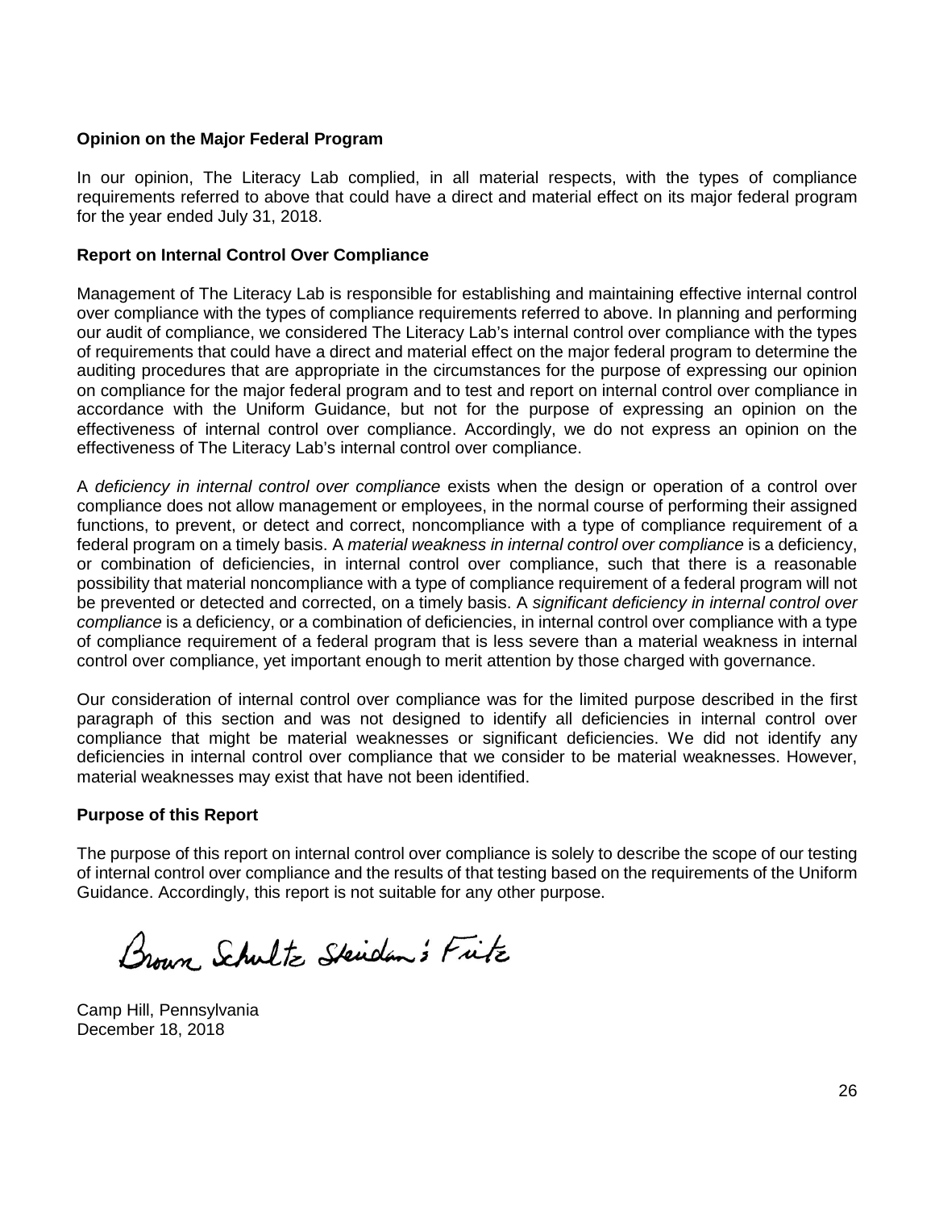**Opinion on the Major Federal Program**

In our opinion, The Literacy Lab complied, in all material respects, with the types of compliance requirements referred to above that could have a direct and material effect on its major federal program for the year ended July 31, 2018.

**Report on Internal Control Over Compliance**

Management of The Literacy Lab is responsible for establishing and maintaining effective internal control over compliance with the types of compliance requirements referred to above. In planning and performing our audit of compliance, we considered The Literacy Lab's internal control over compliance with the types of requirements that could have a direct and material effect on the major federal program to determine the auditing procedures that are appropriate in the circumstances for the purpose of expressing our opinion on compliance for the major federal program and to test and report on internal control over compliance in accordance with the Uniform Guidance, but not for the purpose of expressing an opinion on the effectiveness of internal control over compliance. Accordingly, we do not express an opinion on the effectiveness of The Literacy Lab's internal control over compliance.

A *deficiency in internal control over compliance* exists when the design or operation of a control over compliance does not allow management or employees, in the normal course of performing their assigned functions, to prevent, or detect and correct, noncompliance with a type of compliance requirement of a federal program on a timely basis. A *material weakness in internal control over compliance* is a deficiency, or combination of deficiencies, in internal control over compliance, such that there is a reasonable possibility that material noncompliance with a type of compliance requirement of a federal program will not be prevented or detected and corrected, on a timely basis. A *significant deficiency in internal control over compliance* is a deficiency, or a combination of deficiencies, in internal control over compliance with a type of compliance requirement of a federal program that is less severe than a material weakness in internal control over compliance, yet important enough to merit attention by those charged with governance.

Our consideration of internal control over compliance was for the limited purpose described in the first paragraph of this section and was not designed to identify all deficiencies in internal control over compliance that might be material weaknesses or significant deficiencies. We did not identify any deficiencies in internal control over compliance that we consider to be material weaknesses. However, material weaknesses may exist that have not been identified.

**Purpose of this Report**

The purpose of this report on internal control over compliance is solely to describe the scope of our testing of internal control over compliance and the results of that testing based on the requirements of the Uniform Guidance. Accordingly, this report is not suitable for any other purpose.

Brown Schultz Sheridan & Fritz

Camp Hill, Pennsylvania
December 18, 2018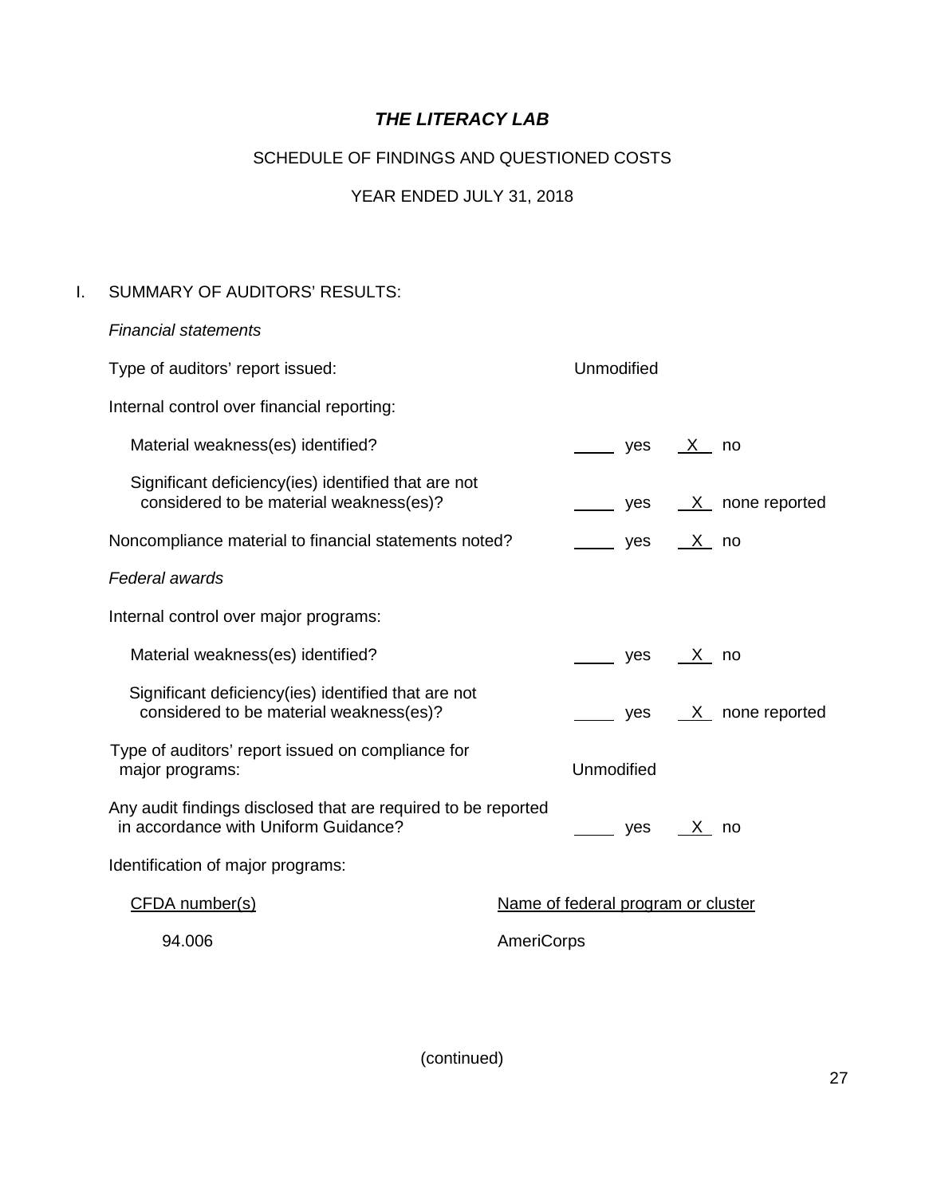# *THE LITERACY LAB*

## SCHEDULE OF FINDINGS AND QUESTIONED COSTS

## YEAR ENDED JULY 31, 2018

I. SUMMARY OF AUDITORS' RESULTS:

*Financial statements*

| | |
|---|---|
| Type of auditors' report issued: | Unmodified |
| Internal control over financial reporting: | |
| Material weakness(es) identified? | ____ yes _X_ no |
| Significant deficiency(ies) identified that are not considered to be material weakness(es)? | ____ yes _X_ none reported |
| Noncompliance material to financial statements noted? | ____ yes _X_ no |

*Federal awards*

| | |
|---|---|
| Internal control over major programs: | |
| Material weakness(es) identified? | ____ yes _X_ no |
| Significant deficiency(ies) identified that are not considered to be material weakness(es)? | ____ yes _X_ none reported |
| Type of auditors' report issued on compliance for major programs: | Unmodified |
| Any audit findings disclosed that are required to be reported in accordance with Uniform Guidance? | ____ yes _X_ no |

Identification of major programs:

| CFDA number(s) | Name of federal program or cluster |
|---|---|
| 94.006 | AmeriCorps |

(continued)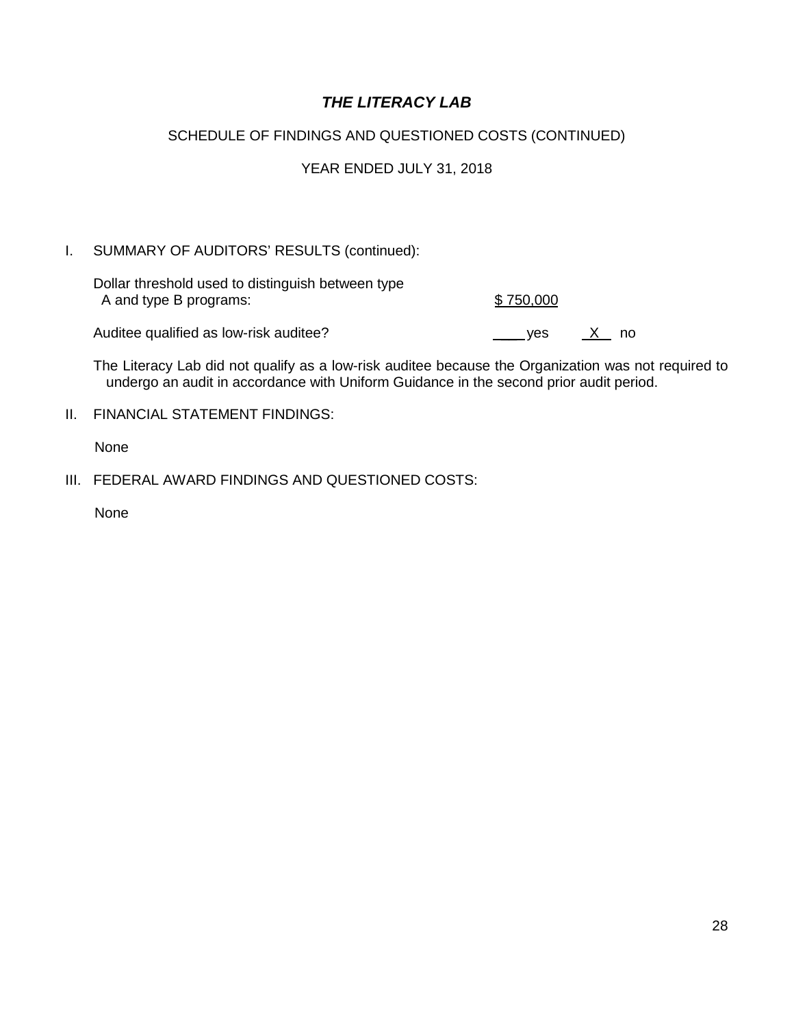# *THE LITERACY LAB*

SCHEDULE OF FINDINGS AND QUESTIONED COSTS (CONTINUED)

YEAR ENDED JULY 31, 2018

I. SUMMARY OF AUDITORS' RESULTS (continued):

| | |
|---|---|
| Dollar threshold used to distinguish between type A and type B programs: | $ 750,000 |
| Auditee qualified as low-risk auditee? | ____ yes &nbsp;&nbsp; X no |

The Literacy Lab did not qualify as a low-risk auditee because the Organization was not required to undergo an audit in accordance with Uniform Guidance in the second prior audit period.

II. FINANCIAL STATEMENT FINDINGS:

None

III. FEDERAL AWARD FINDINGS AND QUESTIONED COSTS:

None